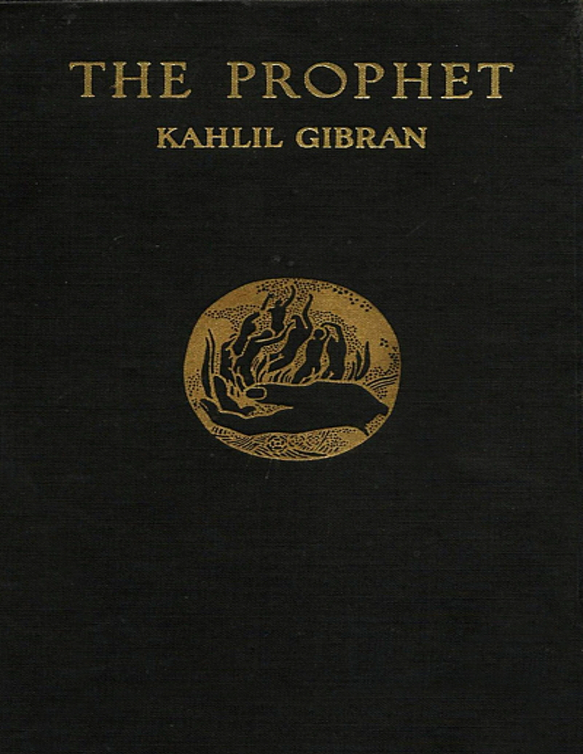# THE PROPHET

## KAHLIL GIBRAN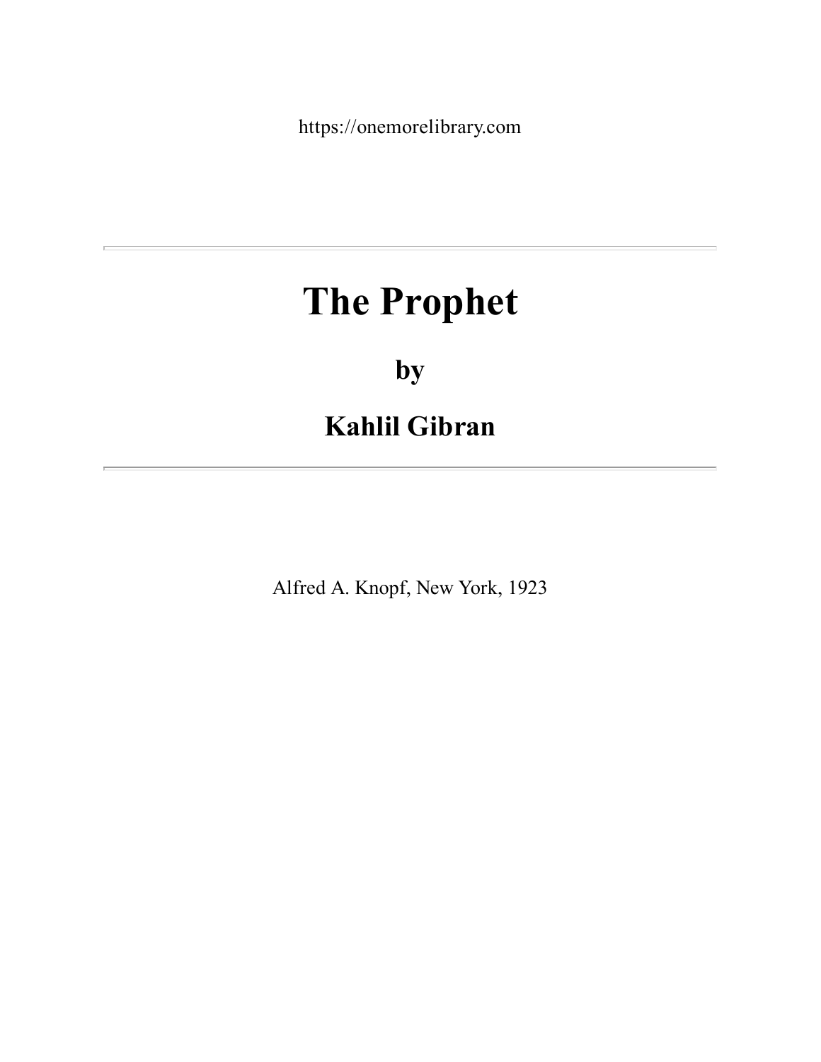https://onemorelibrary.com

---

# The Prophet

## by

## Kahlil Gibran

---

Alfred A. Knopf, New York, 1923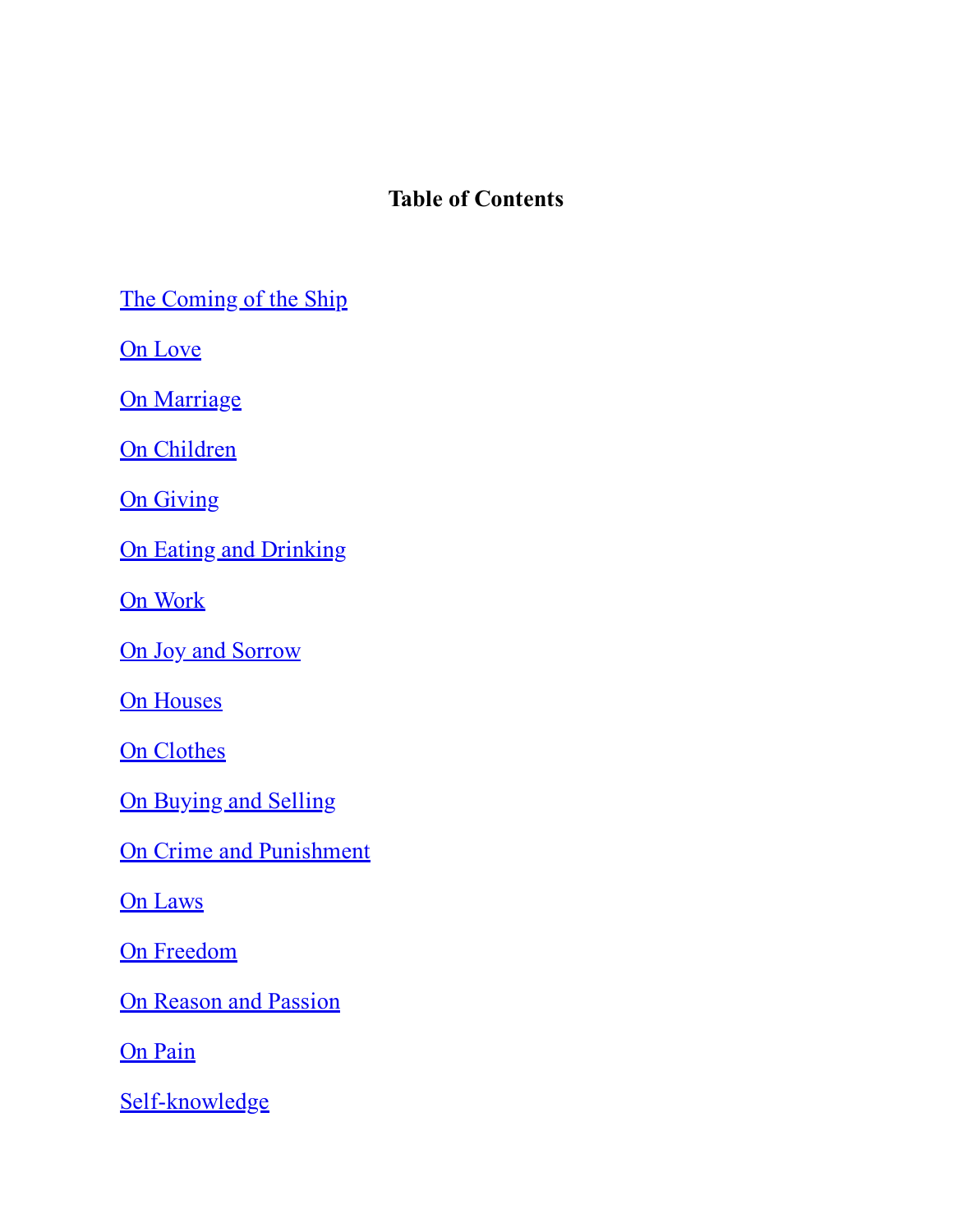## Table of Contents

The Coming of the Ship

On Love

On Marriage

On Children

On Giving

On Eating and Drinking

On Work

On Joy and Sorrow

On Houses

On Clothes

On Buying and Selling

On Crime and Punishment

On Laws

On Freedom

On Reason and Passion

On Pain

Self-knowledge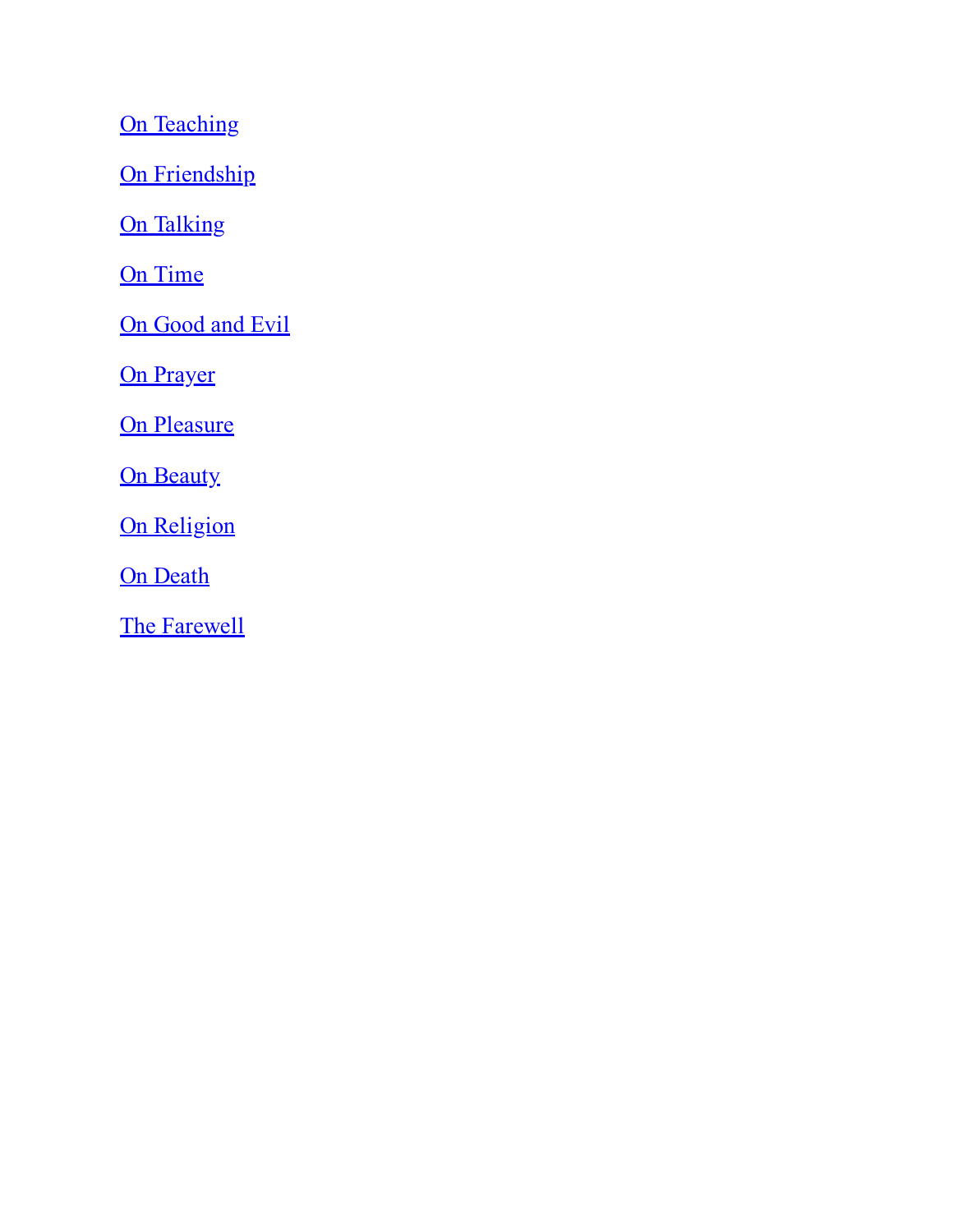On Teaching

On Friendship

On Talking

On Time

On Good and Evil

On Prayer

On Pleasure

On Beauty

On Religion

On Death

The Farewell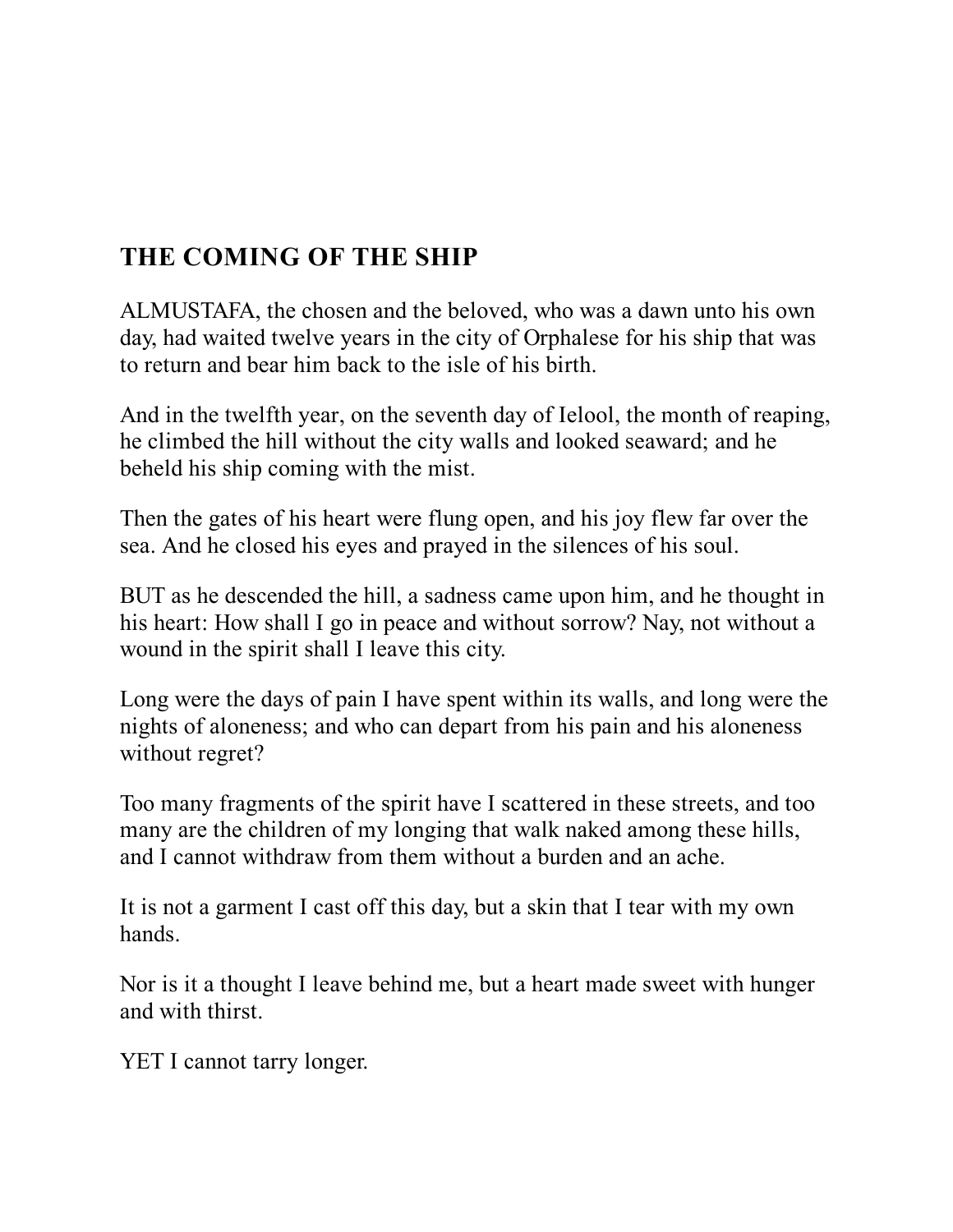## THE COMING OF THE SHIP

ALMUSTAFA, the chosen and the beloved, who was a dawn unto his own day, had waited twelve years in the city of Orphalese for his ship that was to return and bear him back to the isle of his birth.

And in the twelfth year, on the seventh day of Ielool, the month of reaping, he climbed the hill without the city walls and looked seaward; and he beheld his ship coming with the mist.

Then the gates of his heart were flung open, and his joy flew far over the sea. And he closed his eyes and prayed in the silences of his soul.

BUT as he descended the hill, a sadness came upon him, and he thought in his heart: How shall I go in peace and without sorrow? Nay, not without a wound in the spirit shall I leave this city.

Long were the days of pain I have spent within its walls, and long were the nights of aloneness; and who can depart from his pain and his aloneness without regret?

Too many fragments of the spirit have I scattered in these streets, and too many are the children of my longing that walk naked among these hills, and I cannot withdraw from them without a burden and an ache.

It is not a garment I cast off this day, but a skin that I tear with my own hands.

Nor is it a thought I leave behind me, but a heart made sweet with hunger and with thirst.

YET I cannot tarry longer.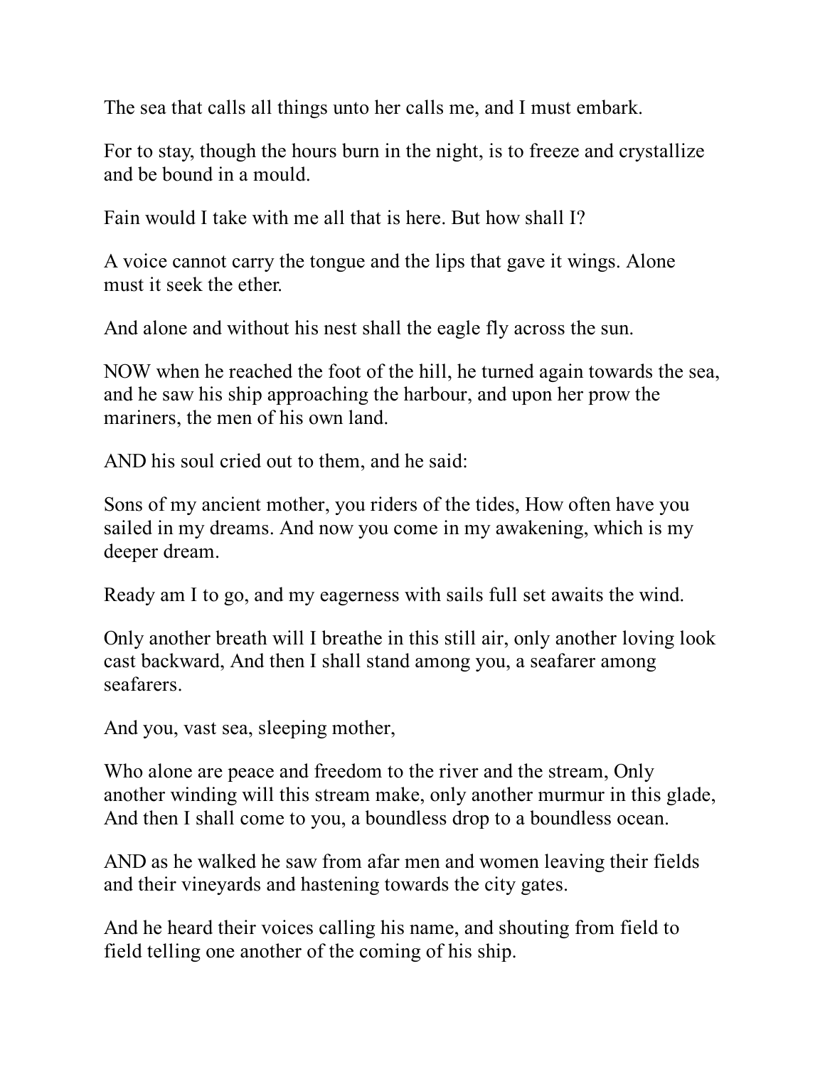The sea that calls all things unto her calls me, and I must embark.

For to stay, though the hours burn in the night, is to freeze and crystallize and be bound in a mould.

Fain would I take with me all that is here. But how shall I?

A voice cannot carry the tongue and the lips that gave it wings. Alone must it seek the ether.

And alone and without his nest shall the eagle fly across the sun.

NOW when he reached the foot of the hill, he turned again towards the sea, and he saw his ship approaching the harbour, and upon her prow the mariners, the men of his own land.

AND his soul cried out to them, and he said:

Sons of my ancient mother, you riders of the tides, How often have you sailed in my dreams. And now you come in my awakening, which is my deeper dream.

Ready am I to go, and my eagerness with sails full set awaits the wind.

Only another breath will I breathe in this still air, only another loving look cast backward, And then I shall stand among you, a seafarer among seafarers.

And you, vast sea, sleeping mother,

Who alone are peace and freedom to the river and the stream, Only another winding will this stream make, only another murmur in this glade, And then I shall come to you, a boundless drop to a boundless ocean.

AND as he walked he saw from afar men and women leaving their fields and their vineyards and hastening towards the city gates.

And he heard their voices calling his name, and shouting from field to field telling one another of the coming of his ship.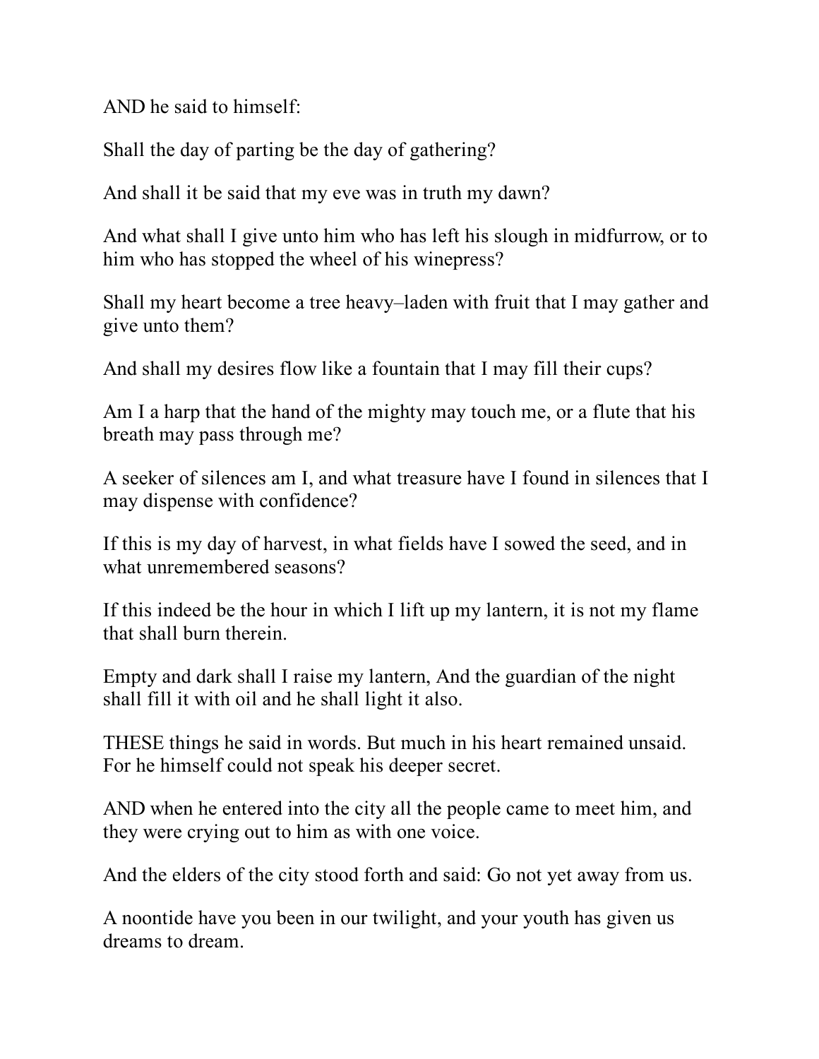AND he said to himself:

Shall the day of parting be the day of gathering?

And shall it be said that my eve was in truth my dawn?

And what shall I give unto him who has left his slough in midfurrow, or to him who has stopped the wheel of his winepress?

Shall my heart become a tree heavy–laden with fruit that I may gather and give unto them?

And shall my desires flow like a fountain that I may fill their cups?

Am I a harp that the hand of the mighty may touch me, or a flute that his breath may pass through me?

A seeker of silences am I, and what treasure have I found in silences that I may dispense with confidence?

If this is my day of harvest, in what fields have I sowed the seed, and in what unremembered seasons?

If this indeed be the hour in which I lift up my lantern, it is not my flame that shall burn therein.

Empty and dark shall I raise my lantern, And the guardian of the night shall fill it with oil and he shall light it also.

THESE things he said in words. But much in his heart remained unsaid. For he himself could not speak his deeper secret.

AND when he entered into the city all the people came to meet him, and they were crying out to him as with one voice.

And the elders of the city stood forth and said: Go not yet away from us.

A noontide have you been in our twilight, and your youth has given us dreams to dream.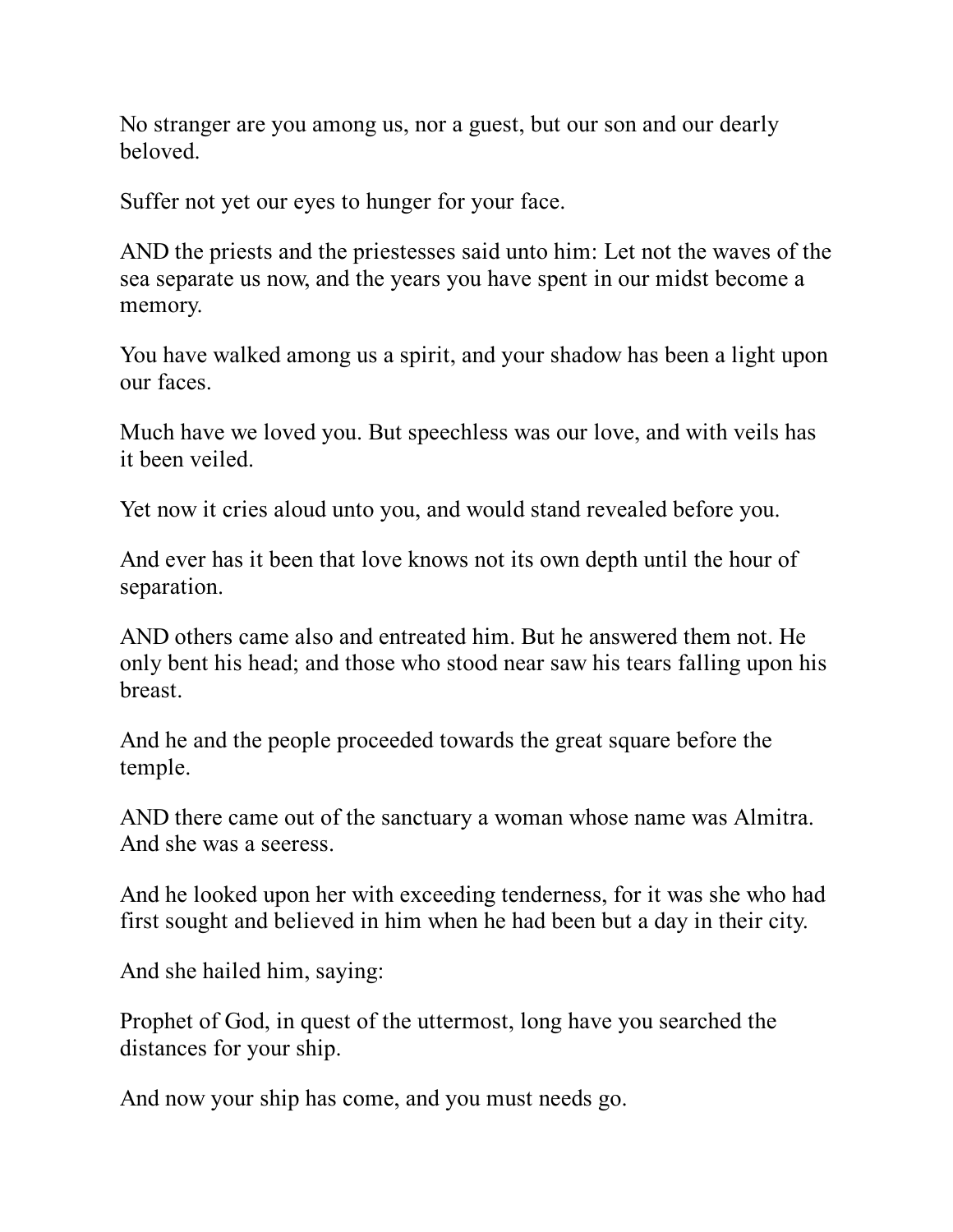No stranger are you among us, nor a guest, but our son and our dearly beloved.

Suffer not yet our eyes to hunger for your face.

AND the priests and the priestesses said unto him: Let not the waves of the sea separate us now, and the years you have spent in our midst become a memory.

You have walked among us a spirit, and your shadow has been a light upon our faces.

Much have we loved you. But speechless was our love, and with veils has it been veiled.

Yet now it cries aloud unto you, and would stand revealed before you.

And ever has it been that love knows not its own depth until the hour of separation.

AND others came also and entreated him. But he answered them not. He only bent his head; and those who stood near saw his tears falling upon his breast.

And he and the people proceeded towards the great square before the temple.

AND there came out of the sanctuary a woman whose name was Almitra. And she was a seeress.

And he looked upon her with exceeding tenderness, for it was she who had first sought and believed in him when he had been but a day in their city.

And she hailed him, saying:

Prophet of God, in quest of the uttermost, long have you searched the distances for your ship.

And now your ship has come, and you must needs go.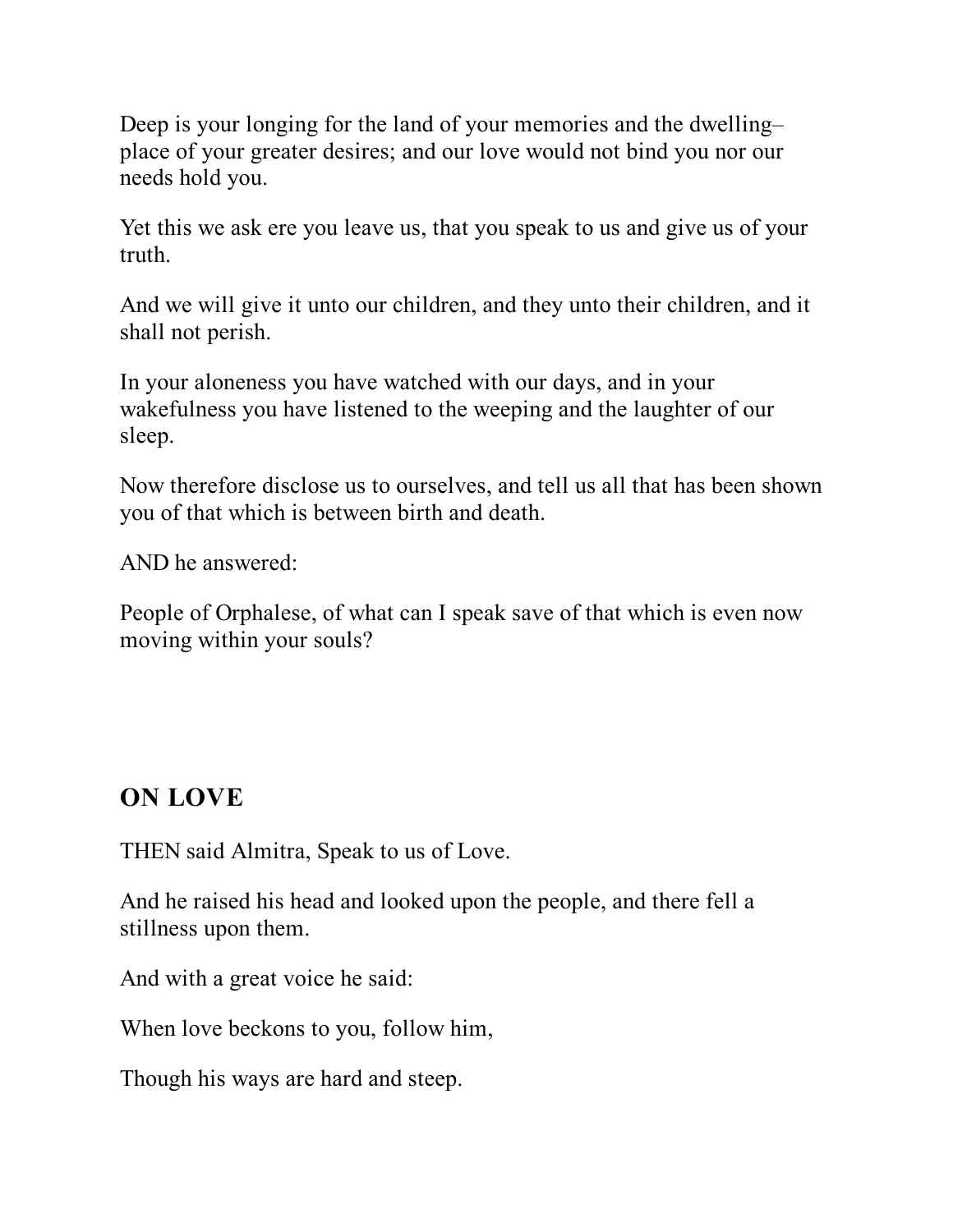Deep is your longing for the land of your memories and the dwelling–place of your greater desires; and our love would not bind you nor our needs hold you.

Yet this we ask ere you leave us, that you speak to us and give us of your truth.

And we will give it unto our children, and they unto their children, and it shall not perish.

In your aloneness you have watched with our days, and in your wakefulness you have listened to the weeping and the laughter of our sleep.

Now therefore disclose us to ourselves, and tell us all that has been shown you of that which is between birth and death.

AND he answered:

People of Orphalese, of what can I speak save of that which is even now moving within your souls?

## ON LOVE

THEN said Almitra, Speak to us of Love.

And he raised his head and looked upon the people, and there fell a stillness upon them.

And with a great voice he said:

When love beckons to you, follow him,

Though his ways are hard and steep.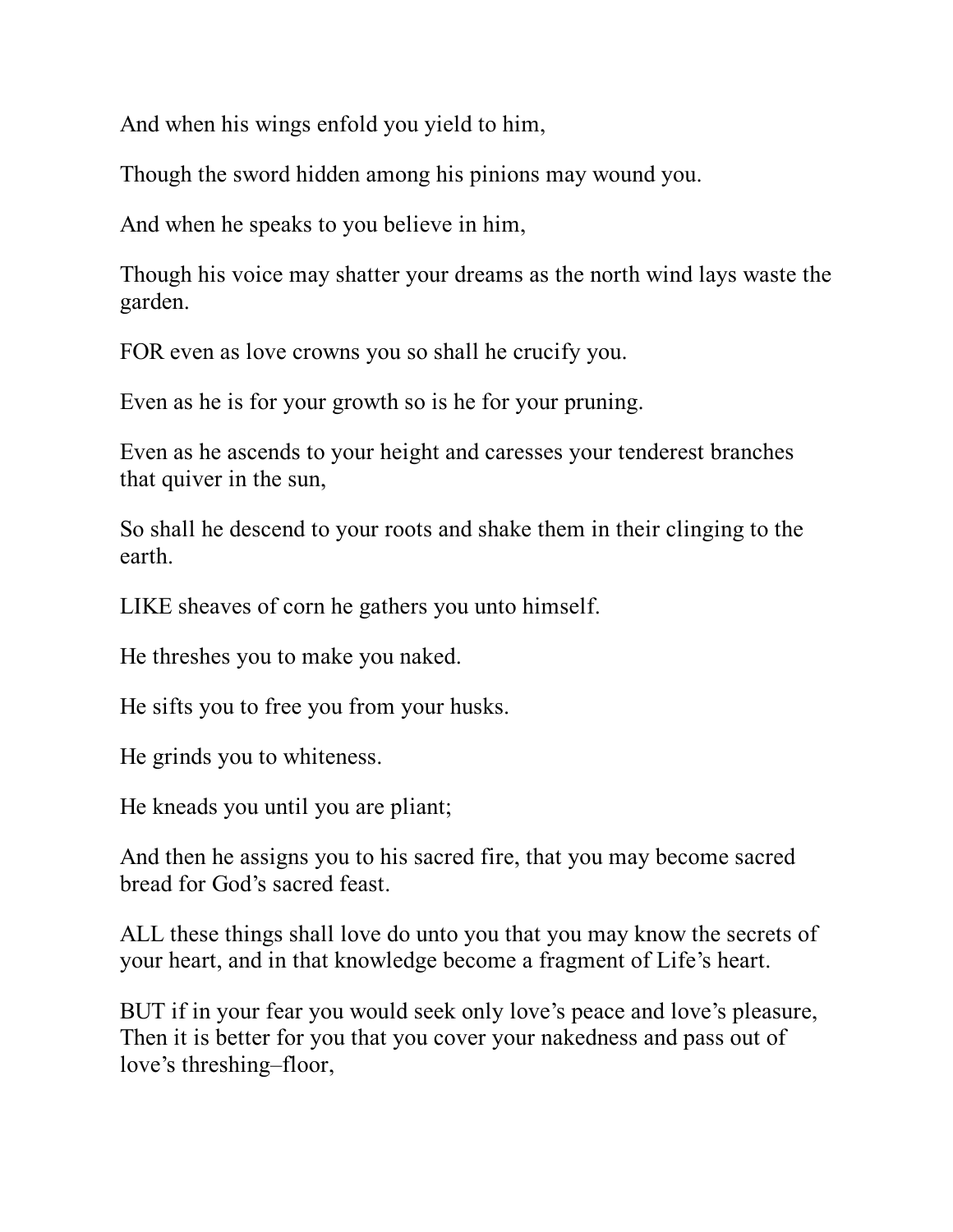And when his wings enfold you yield to him,

Though the sword hidden among his pinions may wound you.

And when he speaks to you believe in him,

Though his voice may shatter your dreams as the north wind lays waste the garden.

FOR even as love crowns you so shall he crucify you.

Even as he is for your growth so is he for your pruning.

Even as he ascends to your height and caresses your tenderest branches that quiver in the sun,

So shall he descend to your roots and shake them in their clinging to the earth.

LIKE sheaves of corn he gathers you unto himself.

He threshes you to make you naked.

He sifts you to free you from your husks.

He grinds you to whiteness.

He kneads you until you are pliant;

And then he assigns you to his sacred fire, that you may become sacred bread for God's sacred feast.

ALL these things shall love do unto you that you may know the secrets of your heart, and in that knowledge become a fragment of Life's heart.

BUT if in your fear you would seek only love's peace and love's pleasure,
Then it is better for you that you cover your nakedness and pass out of love's threshing–floor,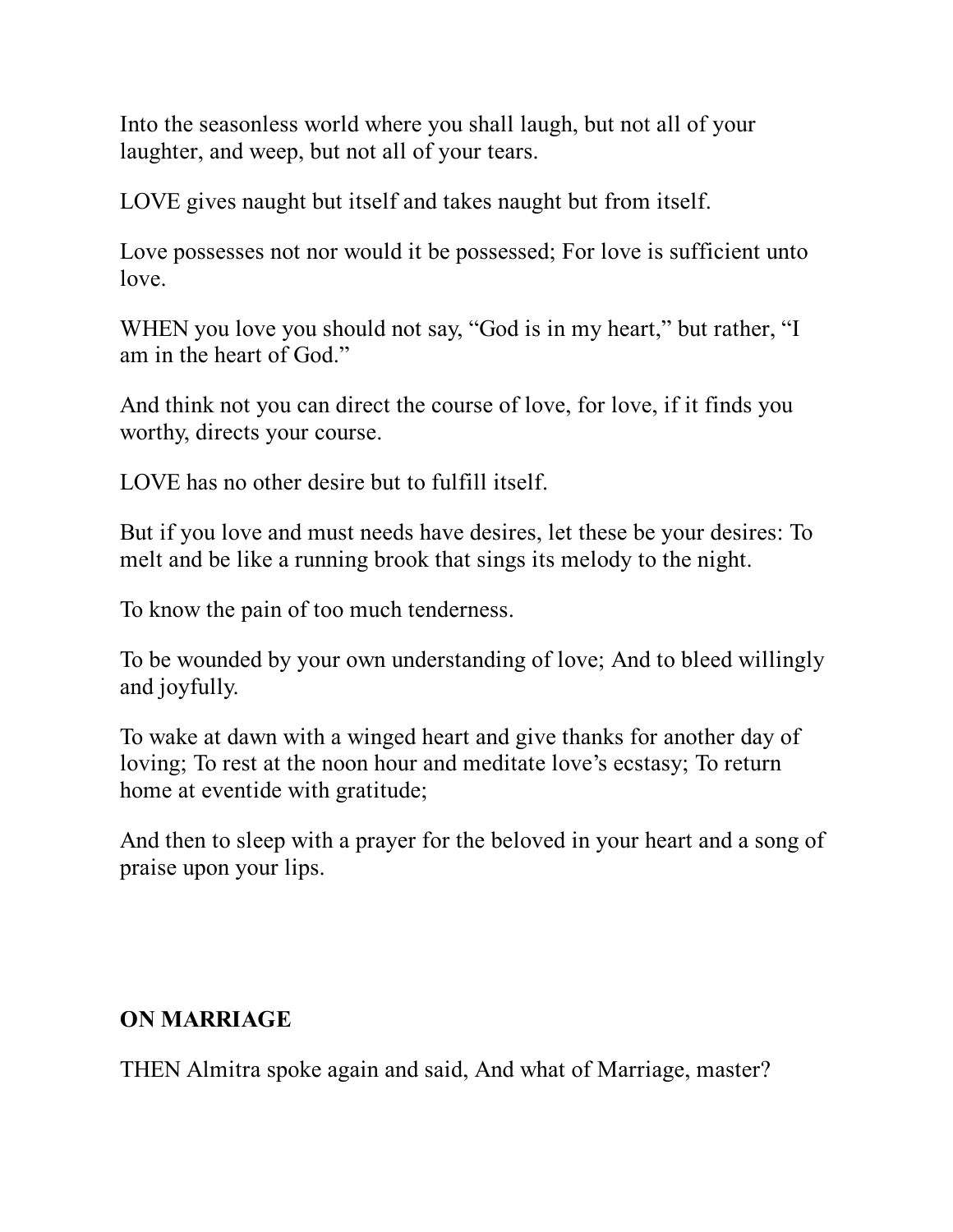Into the seasonless world where you shall laugh, but not all of your laughter, and weep, but not all of your tears.

LOVE gives naught but itself and takes naught but from itself.

Love possesses not nor would it be possessed; For love is sufficient unto love.

WHEN you love you should not say, “God is in my heart,” but rather, “I am in the heart of God.”

And think not you can direct the course of love, for love, if it finds you worthy, directs your course.

LOVE has no other desire but to fulfill itself.

But if you love and must needs have desires, let these be your desires: To melt and be like a running brook that sings its melody to the night.

To know the pain of too much tenderness.

To be wounded by your own understanding of love; And to bleed willingly and joyfully.

To wake at dawn with a winged heart and give thanks for another day of loving; To rest at the noon hour and meditate love’s ecstasy; To return home at eventide with gratitude;

And then to sleep with a prayer for the beloved in your heart and a song of praise upon your lips.

## ON MARRIAGE

THEN Almitra spoke again and said, And what of Marriage, master?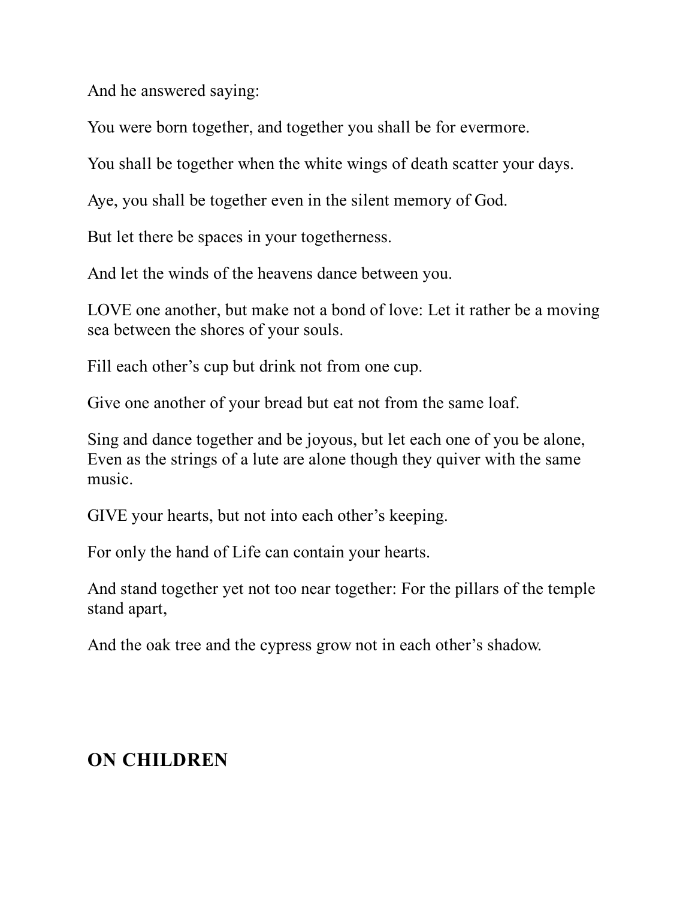And he answered saying:

You were born together, and together you shall be for evermore.

You shall be together when the white wings of death scatter your days.

Aye, you shall be together even in the silent memory of God.

But let there be spaces in your togetherness.

And let the winds of the heavens dance between you.

LOVE one another, but make not a bond of love: Let it rather be a moving sea between the shores of your souls.

Fill each other's cup but drink not from one cup.

Give one another of your bread but eat not from the same loaf.

Sing and dance together and be joyous, but let each one of you be alone,
Even as the strings of a lute are alone though they quiver with the same music.

GIVE your hearts, but not into each other's keeping.

For only the hand of Life can contain your hearts.

And stand together yet not too near together: For the pillars of the temple stand apart,

And the oak tree and the cypress grow not in each other's shadow.

## ON CHILDREN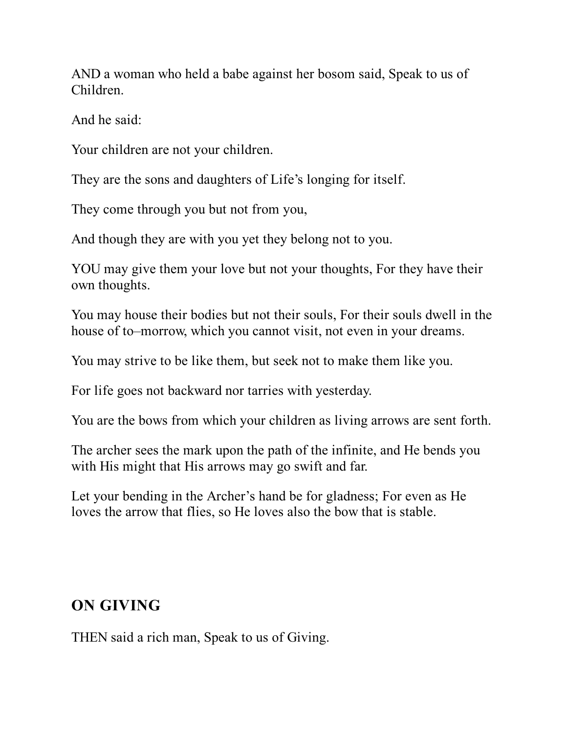AND a woman who held a babe against her bosom said, Speak to us of Children.

And he said:

Your children are not your children.

They are the sons and daughters of Life's longing for itself.

They come through you but not from you,

And though they are with you yet they belong not to you.

YOU may give them your love but not your thoughts, For they have their own thoughts.

You may house their bodies but not their souls, For their souls dwell in the house of to–morrow, which you cannot visit, not even in your dreams.

You may strive to be like them, but seek not to make them like you.

For life goes not backward nor tarries with yesterday.

You are the bows from which your children as living arrows are sent forth.

The archer sees the mark upon the path of the infinite, and He bends you with His might that His arrows may go swift and far.

Let your bending in the Archer's hand be for gladness; For even as He loves the arrow that flies, so He loves also the bow that is stable.

## ON GIVING

THEN said a rich man, Speak to us of Giving.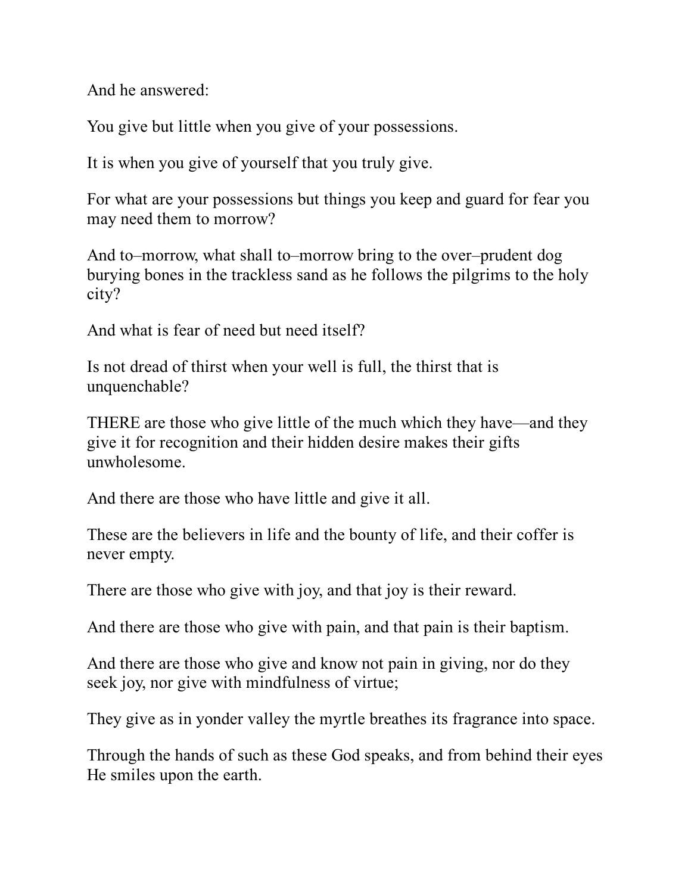And he answered:

You give but little when you give of your possessions.

It is when you give of yourself that you truly give.

For what are your possessions but things you keep and guard for fear you may need them to morrow?

And to–morrow, what shall to–morrow bring to the over–prudent dog burying bones in the trackless sand as he follows the pilgrims to the holy city?

And what is fear of need but need itself?

Is not dread of thirst when your well is full, the thirst that is unquenchable?

THERE are those who give little of the much which they have—and they give it for recognition and their hidden desire makes their gifts unwholesome.

And there are those who have little and give it all.

These are the believers in life and the bounty of life, and their coffer is never empty.

There are those who give with joy, and that joy is their reward.

And there are those who give with pain, and that pain is their baptism.

And there are those who give and know not pain in giving, nor do they seek joy, nor give with mindfulness of virtue;

They give as in yonder valley the myrtle breathes its fragrance into space.

Through the hands of such as these God speaks, and from behind their eyes He smiles upon the earth.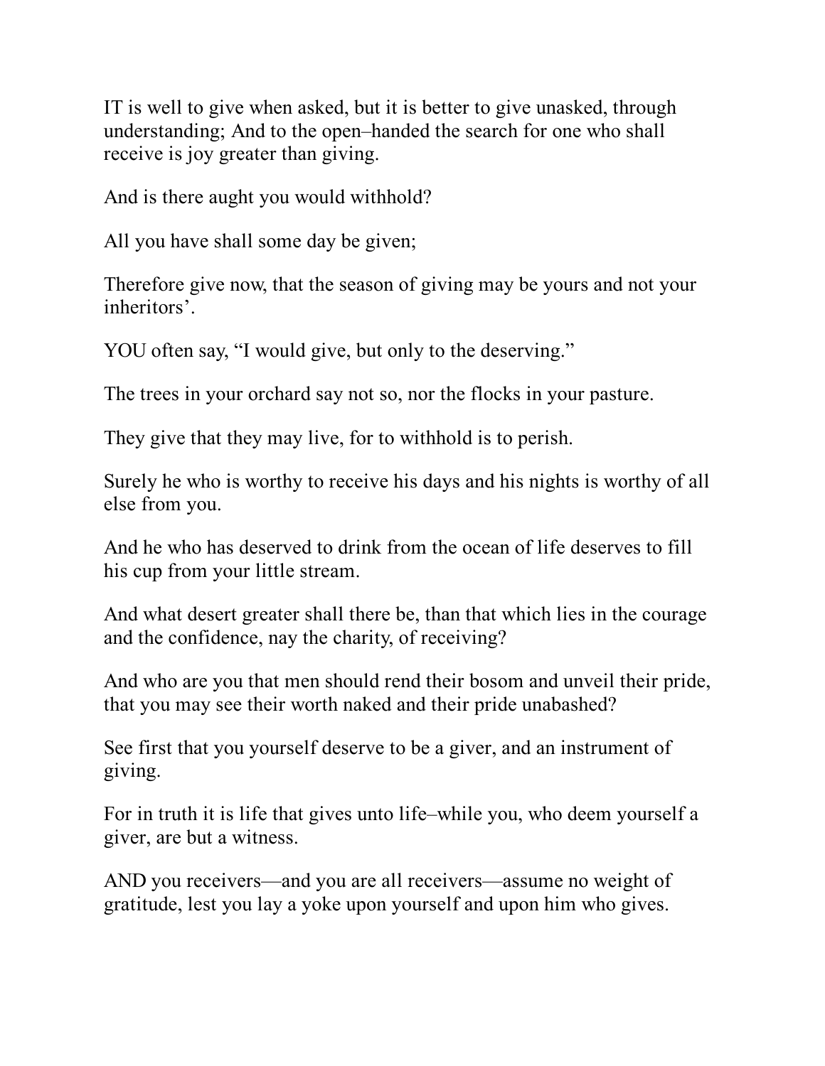IT is well to give when asked, but it is better to give unasked, through understanding; And to the open–handed the search for one who shall receive is joy greater than giving.

And is there aught you would withhold?

All you have shall some day be given;

Therefore give now, that the season of giving may be yours and not your inheritors'.

YOU often say, "I would give, but only to the deserving."

The trees in your orchard say not so, nor the flocks in your pasture.

They give that they may live, for to withhold is to perish.

Surely he who is worthy to receive his days and his nights is worthy of all else from you.

And he who has deserved to drink from the ocean of life deserves to fill his cup from your little stream.

And what desert greater shall there be, than that which lies in the courage and the confidence, nay the charity, of receiving?

And who are you that men should rend their bosom and unveil their pride, that you may see their worth naked and their pride unabashed?

See first that you yourself deserve to be a giver, and an instrument of giving.

For in truth it is life that gives unto life–while you, who deem yourself a giver, are but a witness.

AND you receivers—and you are all receivers—assume no weight of gratitude, lest you lay a yoke upon yourself and upon him who gives.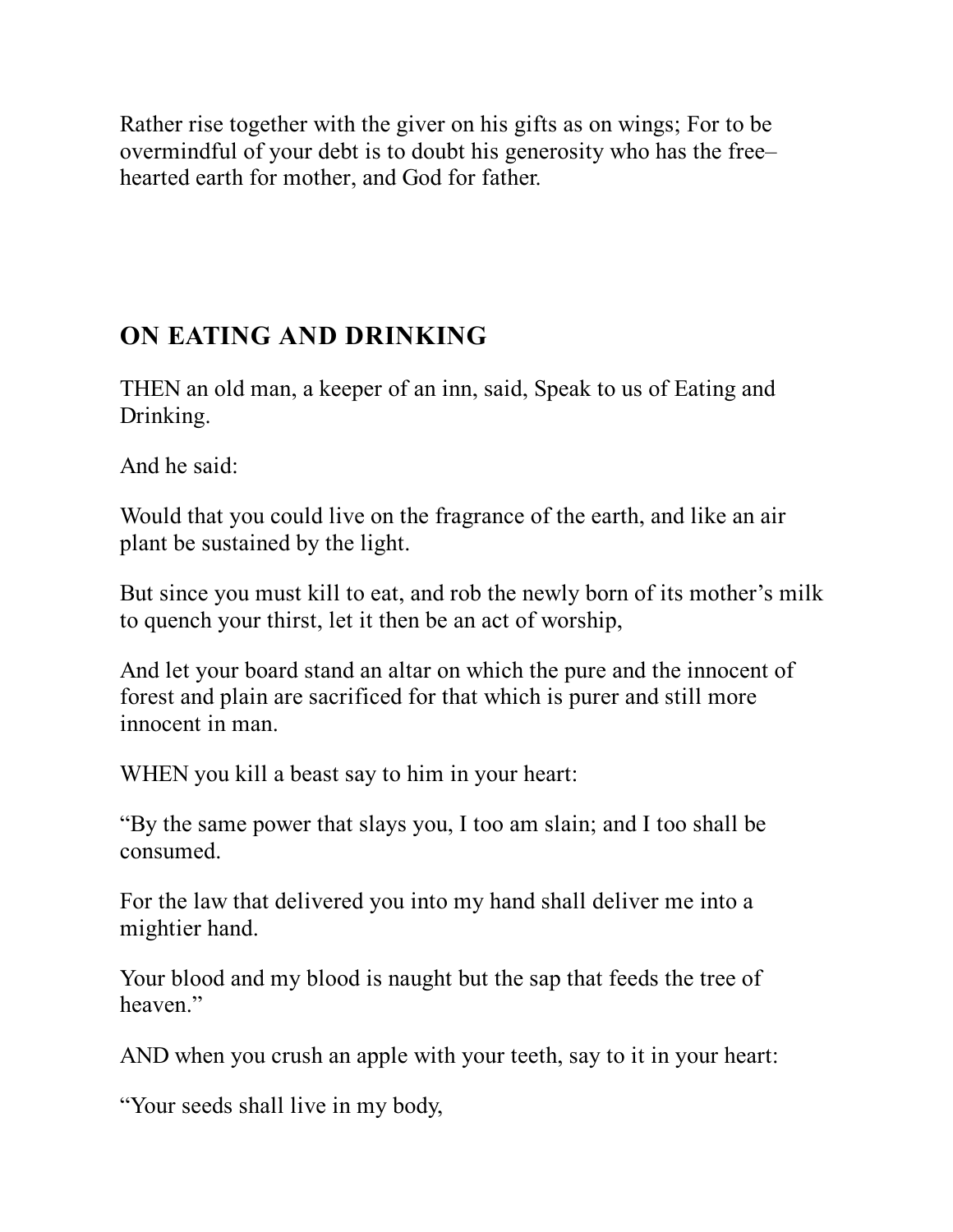Rather rise together with the giver on his gifts as on wings; For to be overmindful of your debt is to doubt his generosity who has the free–hearted earth for mother, and God for father.

## ON EATING AND DRINKING

THEN an old man, a keeper of an inn, said, Speak to us of Eating and Drinking.

And he said:

Would that you could live on the fragrance of the earth, and like an air plant be sustained by the light.

But since you must kill to eat, and rob the newly born of its mother's milk to quench your thirst, let it then be an act of worship,

And let your board stand an altar on which the pure and the innocent of forest and plain are sacrificed for that which is purer and still more innocent in man.

WHEN you kill a beast say to him in your heart:

"By the same power that slays you, I too am slain; and I too shall be consumed.

For the law that delivered you into my hand shall deliver me into a mightier hand.

Your blood and my blood is naught but the sap that feeds the tree of heaven."

AND when you crush an apple with your teeth, say to it in your heart:

"Your seeds shall live in my body,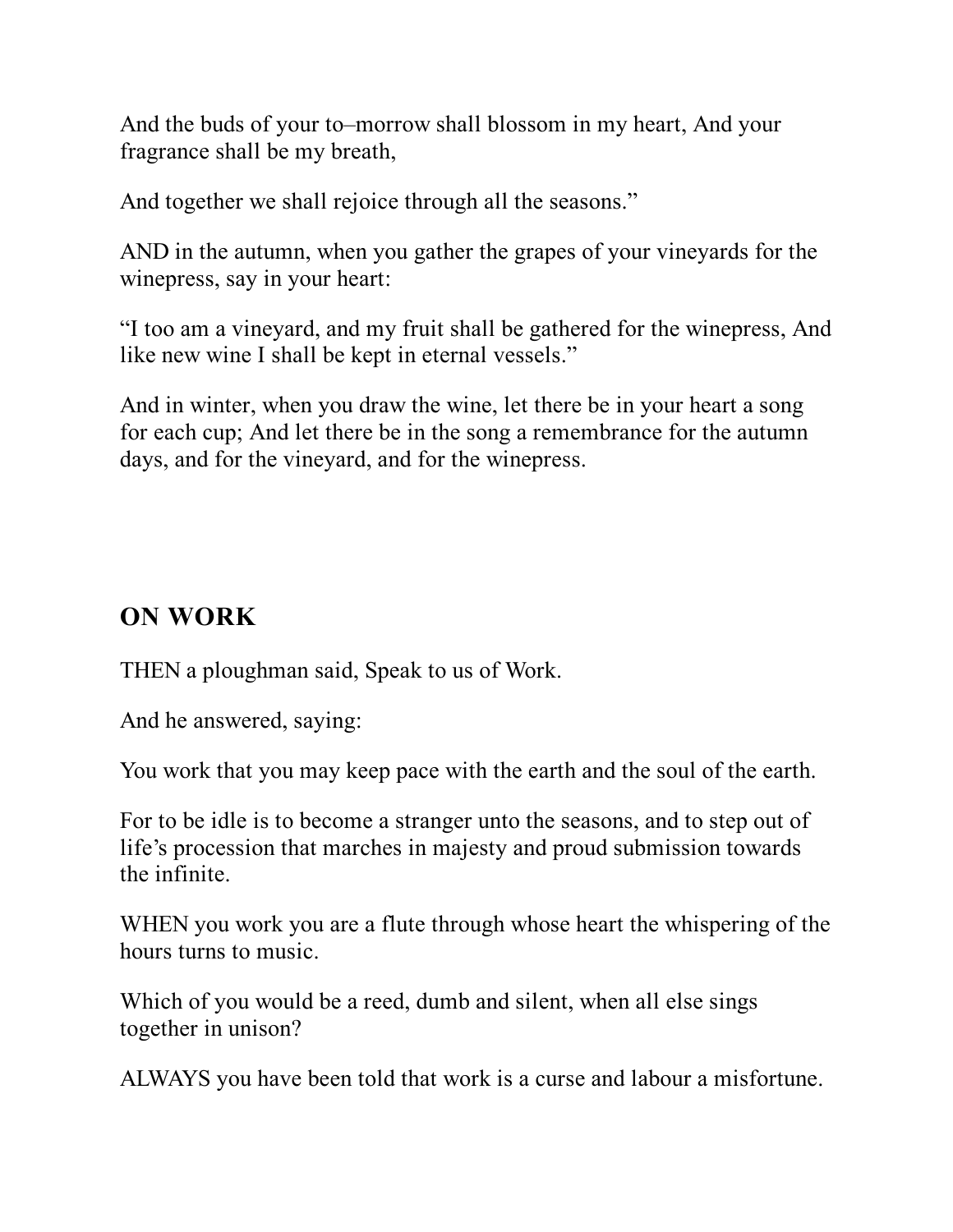And the buds of your to–morrow shall blossom in my heart, And your fragrance shall be my breath,

And together we shall rejoice through all the seasons."

AND in the autumn, when you gather the grapes of your vineyards for the winepress, say in your heart:

"I too am a vineyard, and my fruit shall be gathered for the winepress, And like new wine I shall be kept in eternal vessels."

And in winter, when you draw the wine, let there be in your heart a song for each cup; And let there be in the song a remembrance for the autumn days, and for the vineyard, and for the winepress.

## ON WORK

THEN a ploughman said, Speak to us of Work.

And he answered, saying:

You work that you may keep pace with the earth and the soul of the earth.

For to be idle is to become a stranger unto the seasons, and to step out of life's procession that marches in majesty and proud submission towards the infinite.

WHEN you work you are a flute through whose heart the whispering of the hours turns to music.

Which of you would be a reed, dumb and silent, when all else sings together in unison?

ALWAYS you have been told that work is a curse and labour a misfortune.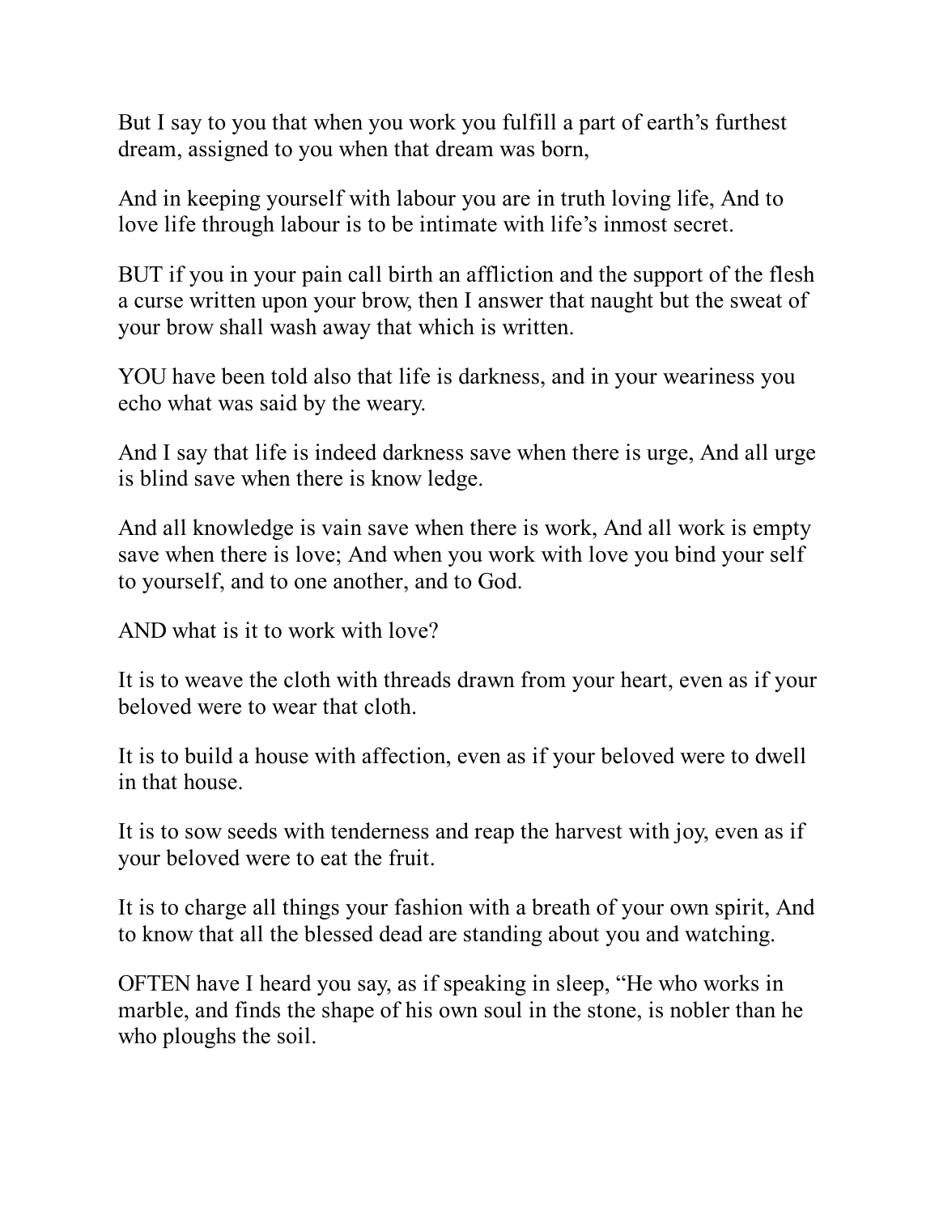But I say to you that when you work you fulfill a part of earth's furthest dream, assigned to you when that dream was born,

And in keeping yourself with labour you are in truth loving life, And to love life through labour is to be intimate with life's inmost secret.

BUT if you in your pain call birth an affliction and the support of the flesh a curse written upon your brow, then I answer that naught but the sweat of your brow shall wash away that which is written.

YOU have been told also that life is darkness, and in your weariness you echo what was said by the weary.

And I say that life is indeed darkness save when there is urge, And all urge is blind save when there is know ledge.

And all knowledge is vain save when there is work, And all work is empty save when there is love; And when you work with love you bind your self to yourself, and to one another, and to God.

AND what is it to work with love?

It is to weave the cloth with threads drawn from your heart, even as if your beloved were to wear that cloth.

It is to build a house with affection, even as if your beloved were to dwell in that house.

It is to sow seeds with tenderness and reap the harvest with joy, even as if your beloved were to eat the fruit.

It is to charge all things your fashion with a breath of your own spirit, And to know that all the blessed dead are standing about you and watching.

OFTEN have I heard you say, as if speaking in sleep, "He who works in marble, and finds the shape of his own soul in the stone, is nobler than he who ploughs the soil.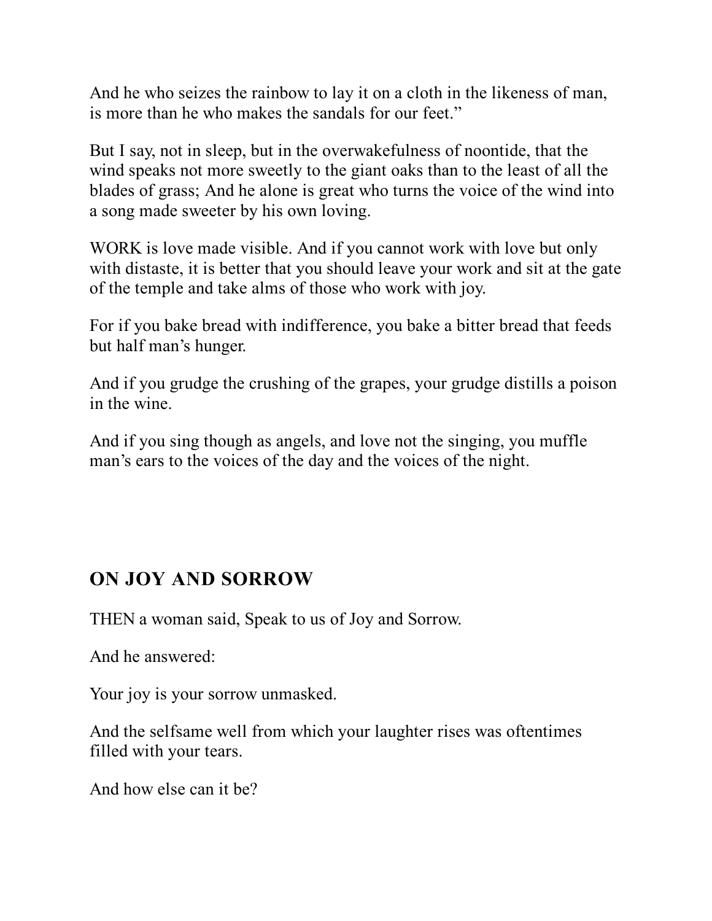And he who seizes the rainbow to lay it on a cloth in the likeness of man, is more than he who makes the sandals for our feet."

But I say, not in sleep, but in the overwakefulness of noontide, that the wind speaks not more sweetly to the giant oaks than to the least of all the blades of grass; And he alone is great who turns the voice of the wind into a song made sweeter by his own loving.

WORK is love made visible. And if you cannot work with love but only with distaste, it is better that you should leave your work and sit at the gate of the temple and take alms of those who work with joy.

For if you bake bread with indifference, you bake a bitter bread that feeds but half man's hunger.

And if you grudge the crushing of the grapes, your grudge distills a poison in the wine.

And if you sing though as angels, and love not the singing, you muffle man's ears to the voices of the day and the voices of the night.

## ON JOY AND SORROW

THEN a woman said, Speak to us of Joy and Sorrow.

And he answered:

Your joy is your sorrow unmasked.

And the selfsame well from which your laughter rises was oftentimes filled with your tears.

And how else can it be?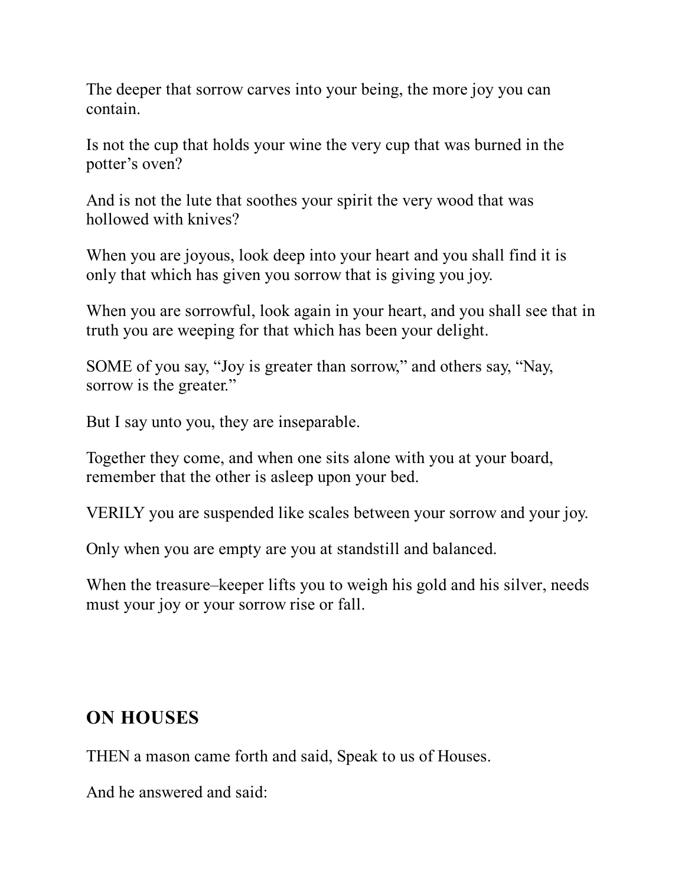The deeper that sorrow carves into your being, the more joy you can contain.

Is not the cup that holds your wine the very cup that was burned in the potter's oven?

And is not the lute that soothes your spirit the very wood that was hollowed with knives?

When you are joyous, look deep into your heart and you shall find it is only that which has given you sorrow that is giving you joy.

When you are sorrowful, look again in your heart, and you shall see that in truth you are weeping for that which has been your delight.

SOME of you say, "Joy is greater than sorrow," and others say, "Nay, sorrow is the greater."

But I say unto you, they are inseparable.

Together they come, and when one sits alone with you at your board, remember that the other is asleep upon your bed.

VERILY you are suspended like scales between your sorrow and your joy.

Only when you are empty are you at standstill and balanced.

When the treasure–keeper lifts you to weigh his gold and his silver, needs must your joy or your sorrow rise or fall.

## ON HOUSES

THEN a mason came forth and said, Speak to us of Houses.

And he answered and said: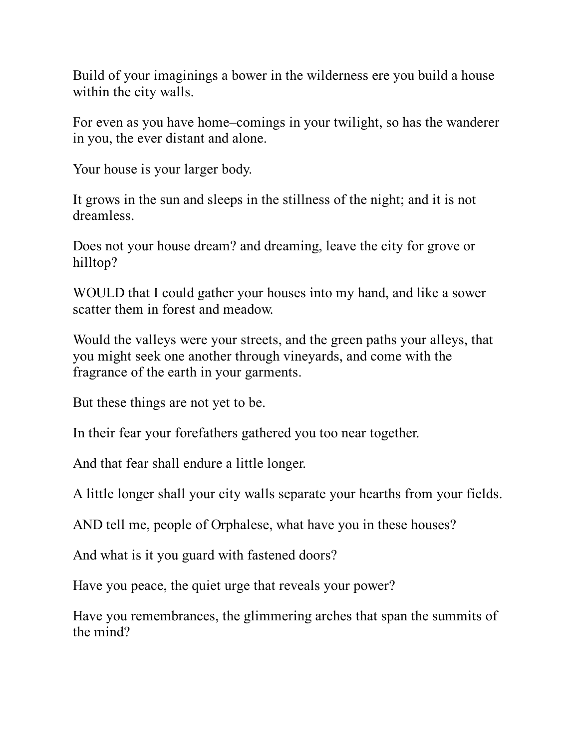Build of your imaginings a bower in the wilderness ere you build a house within the city walls.

For even as you have home–comings in your twilight, so has the wanderer in you, the ever distant and alone.

Your house is your larger body.

It grows in the sun and sleeps in the stillness of the night; and it is not dreamless.

Does not your house dream? and dreaming, leave the city for grove or hilltop?

WOULD that I could gather your houses into my hand, and like a sower scatter them in forest and meadow.

Would the valleys were your streets, and the green paths your alleys, that you might seek one another through vineyards, and come with the fragrance of the earth in your garments.

But these things are not yet to be.

In their fear your forefathers gathered you too near together.

And that fear shall endure a little longer.

A little longer shall your city walls separate your hearths from your fields.

AND tell me, people of Orphalese, what have you in these houses?

And what is it you guard with fastened doors?

Have you peace, the quiet urge that reveals your power?

Have you remembrances, the glimmering arches that span the summits of the mind?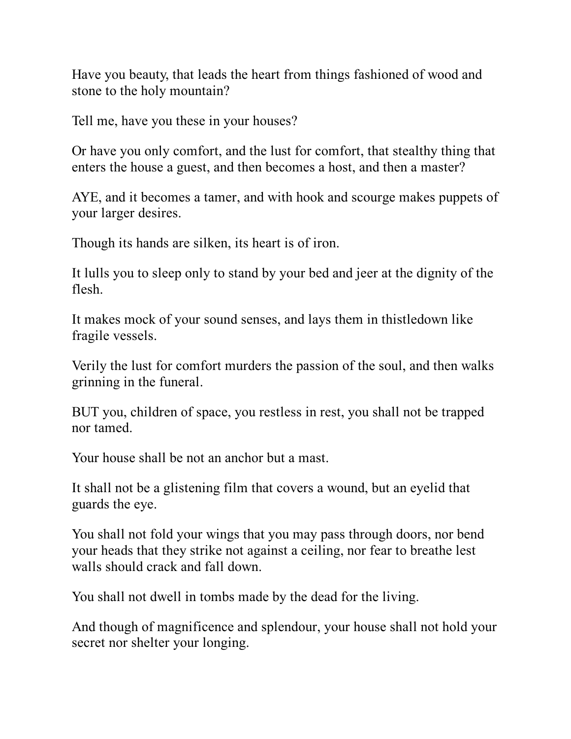Have you beauty, that leads the heart from things fashioned of wood and stone to the holy mountain?

Tell me, have you these in your houses?

Or have you only comfort, and the lust for comfort, that stealthy thing that enters the house a guest, and then becomes a host, and then a master?

AYE, and it becomes a tamer, and with hook and scourge makes puppets of your larger desires.

Though its hands are silken, its heart is of iron.

It lulls you to sleep only to stand by your bed and jeer at the dignity of the flesh.

It makes mock of your sound senses, and lays them in thistledown like fragile vessels.

Verily the lust for comfort murders the passion of the soul, and then walks grinning in the funeral.

BUT you, children of space, you restless in rest, you shall not be trapped nor tamed.

Your house shall be not an anchor but a mast.

It shall not be a glistening film that covers a wound, but an eyelid that guards the eye.

You shall not fold your wings that you may pass through doors, nor bend your heads that they strike not against a ceiling, nor fear to breathe lest walls should crack and fall down.

You shall not dwell in tombs made by the dead for the living.

And though of magnificence and splendour, your house shall not hold your secret nor shelter your longing.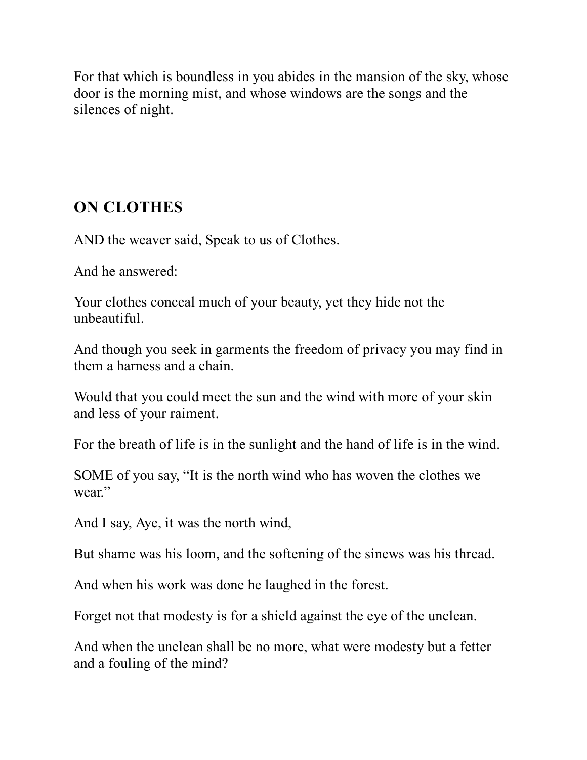For that which is boundless in you abides in the mansion of the sky, whose door is the morning mist, and whose windows are the songs and the silences of night.

## ON CLOTHES

AND the weaver said, Speak to us of Clothes.

And he answered:

Your clothes conceal much of your beauty, yet they hide not the unbeautiful.

And though you seek in garments the freedom of privacy you may find in them a harness and a chain.

Would that you could meet the sun and the wind with more of your skin and less of your raiment.

For the breath of life is in the sunlight and the hand of life is in the wind.

SOME of you say, "It is the north wind who has woven the clothes we wear."

And I say, Aye, it was the north wind,

But shame was his loom, and the softening of the sinews was his thread.

And when his work was done he laughed in the forest.

Forget not that modesty is for a shield against the eye of the unclean.

And when the unclean shall be no more, what were modesty but a fetter and a fouling of the mind?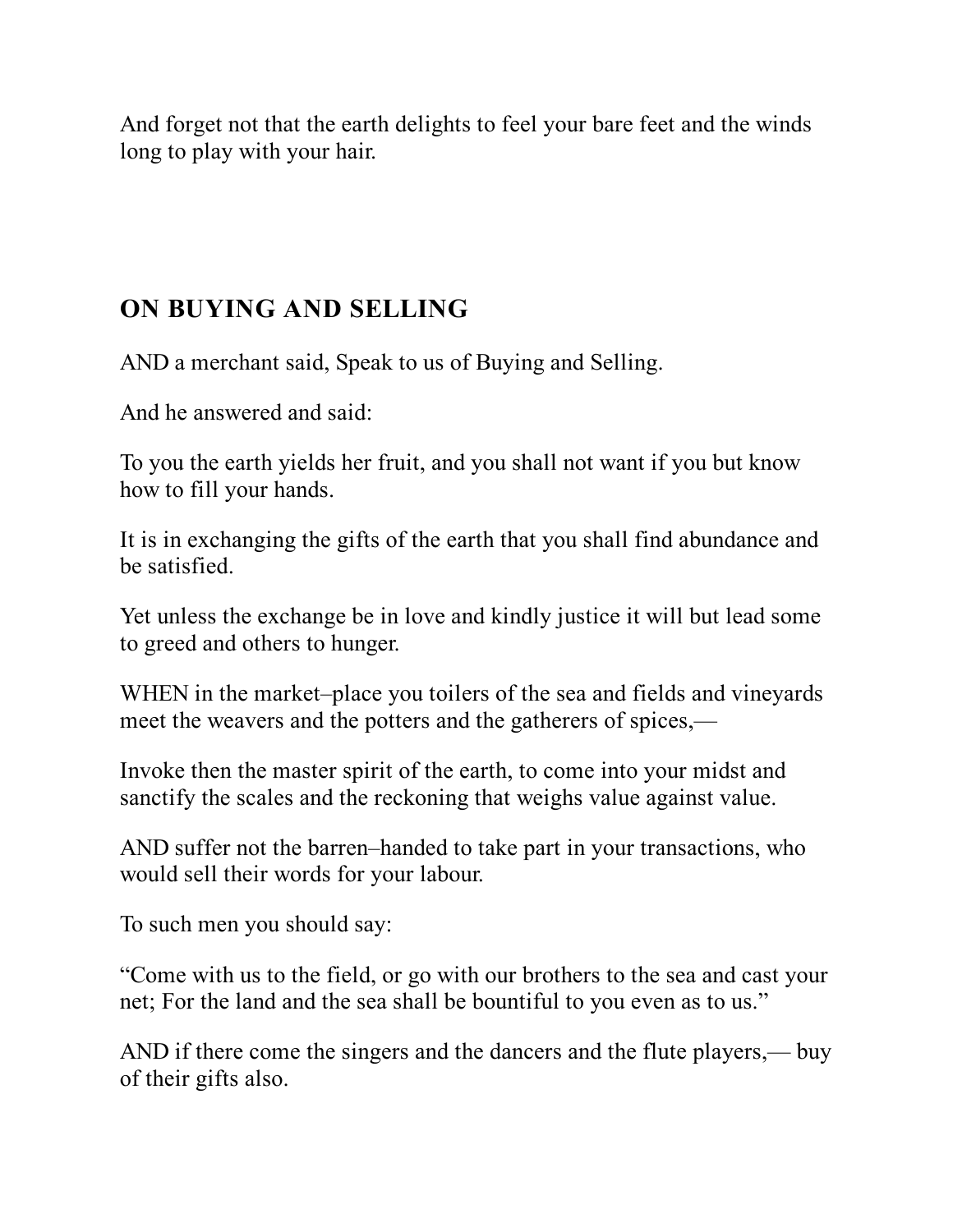And forget not that the earth delights to feel your bare feet and the winds long to play with your hair.

## ON BUYING AND SELLING

AND a merchant said, Speak to us of Buying and Selling.

And he answered and said:

To you the earth yields her fruit, and you shall not want if you but know how to fill your hands.

It is in exchanging the gifts of the earth that you shall find abundance and be satisfied.

Yet unless the exchange be in love and kindly justice it will but lead some to greed and others to hunger.

WHEN in the market–place you toilers of the sea and fields and vineyards meet the weavers and the potters and the gatherers of spices,—

Invoke then the master spirit of the earth, to come into your midst and sanctify the scales and the reckoning that weighs value against value.

AND suffer not the barren–handed to take part in your transactions, who would sell their words for your labour.

To such men you should say:

"Come with us to the field, or go with our brothers to the sea and cast your net; For the land and the sea shall be bountiful to you even as to us."

AND if there come the singers and the dancers and the flute players,— buy of their gifts also.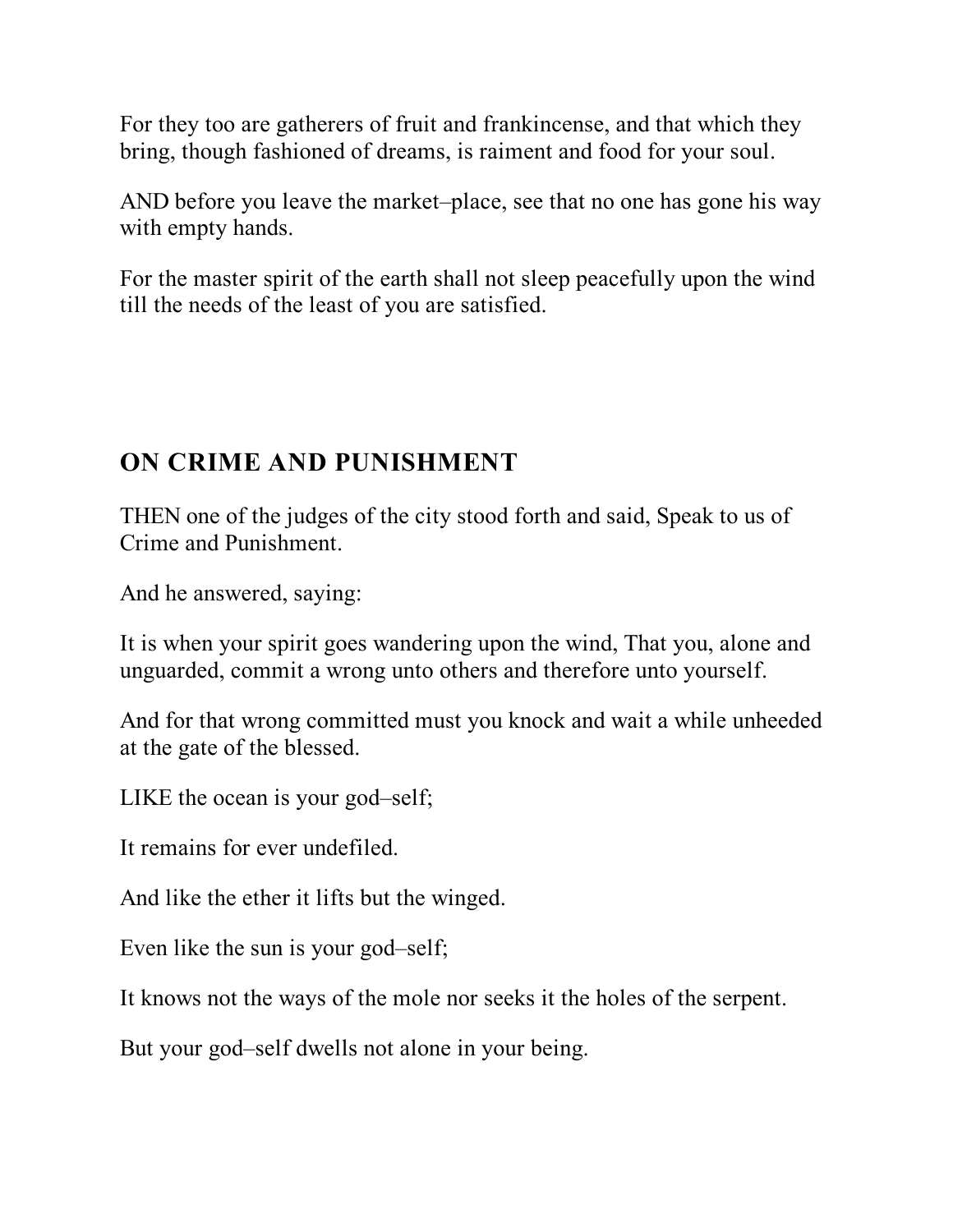For they too are gatherers of fruit and frankincense, and that which they bring, though fashioned of dreams, is raiment and food for your soul.

AND before you leave the market–place, see that no one has gone his way with empty hands.

For the master spirit of the earth shall not sleep peacefully upon the wind till the needs of the least of you are satisfied.

## ON CRIME AND PUNISHMENT

THEN one of the judges of the city stood forth and said, Speak to us of Crime and Punishment.

And he answered, saying:

It is when your spirit goes wandering upon the wind, That you, alone and unguarded, commit a wrong unto others and therefore unto yourself.

And for that wrong committed must you knock and wait a while unheeded at the gate of the blessed.

LIKE the ocean is your god–self;

It remains for ever undefiled.

And like the ether it lifts but the winged.

Even like the sun is your god–self;

It knows not the ways of the mole nor seeks it the holes of the serpent.

But your god–self dwells not alone in your being.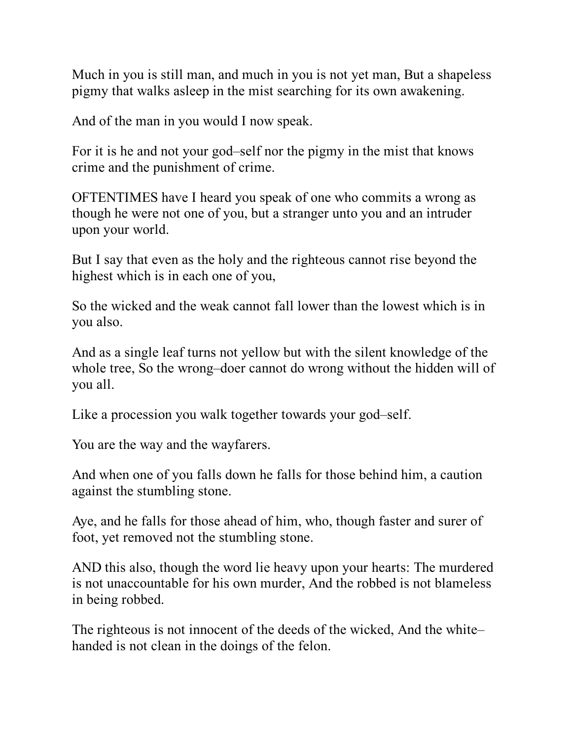Much in you is still man, and much in you is not yet man, But a shapeless pigmy that walks asleep in the mist searching for its own awakening.

And of the man in you would I now speak.

For it is he and not your god–self nor the pigmy in the mist that knows crime and the punishment of crime.

OFTENTIMES have I heard you speak of one who commits a wrong as though he were not one of you, but a stranger unto you and an intruder upon your world.

But I say that even as the holy and the righteous cannot rise beyond the highest which is in each one of you,

So the wicked and the weak cannot fall lower than the lowest which is in you also.

And as a single leaf turns not yellow but with the silent knowledge of the whole tree, So the wrong–doer cannot do wrong without the hidden will of you all.

Like a procession you walk together towards your god–self.

You are the way and the wayfarers.

And when one of you falls down he falls for those behind him, a caution against the stumbling stone.

Aye, and he falls for those ahead of him, who, though faster and surer of foot, yet removed not the stumbling stone.

AND this also, though the word lie heavy upon your hearts: The murdered is not unaccountable for his own murder, And the robbed is not blameless in being robbed.

The righteous is not innocent of the deeds of the wicked, And the white–handed is not clean in the doings of the felon.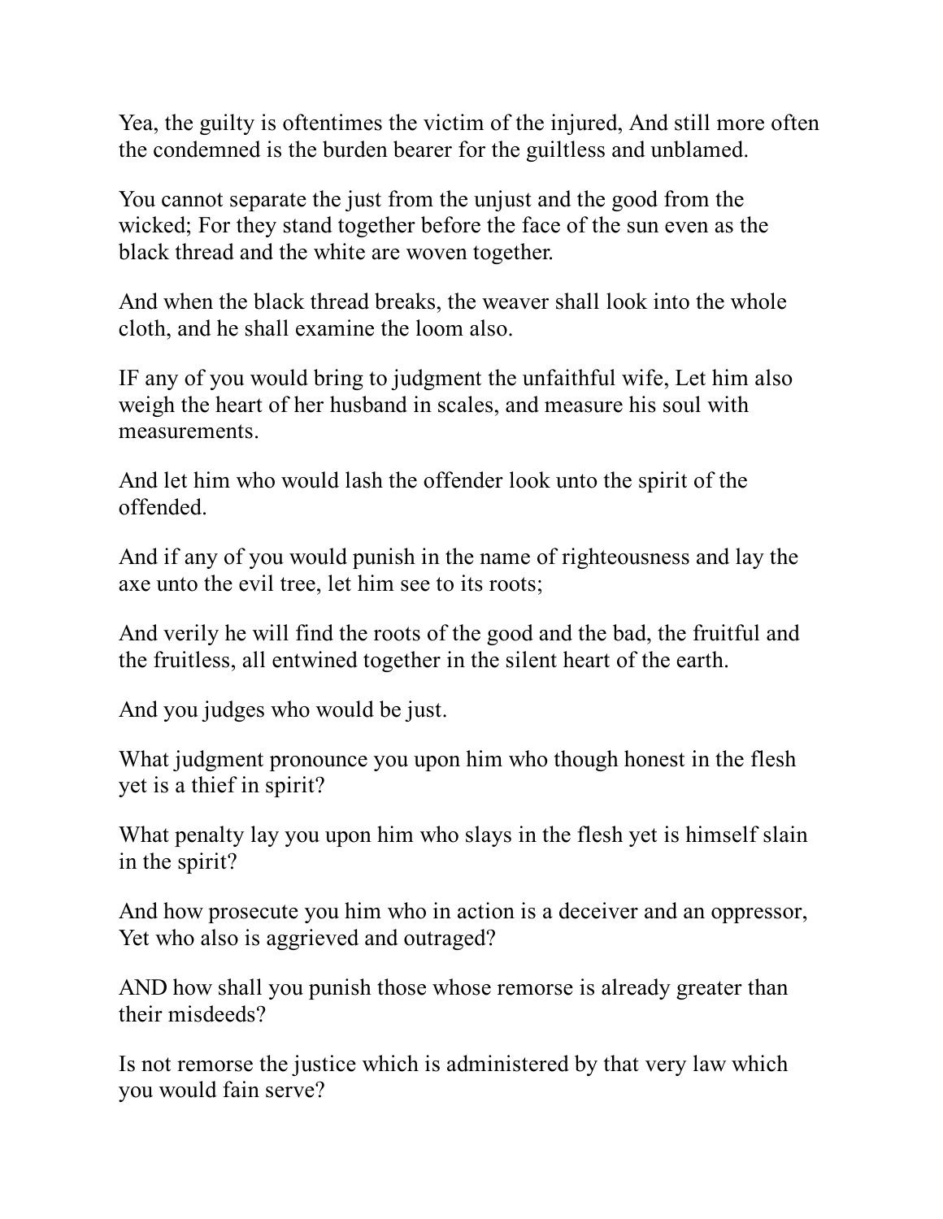Yea, the guilty is oftentimes the victim of the injured, And still more often the condemned is the burden bearer for the guiltless and unblamed.

You cannot separate the just from the unjust and the good from the wicked; For they stand together before the face of the sun even as the black thread and the white are woven together.

And when the black thread breaks, the weaver shall look into the whole cloth, and he shall examine the loom also.

IF any of you would bring to judgment the unfaithful wife, Let him also weigh the heart of her husband in scales, and measure his soul with measurements.

And let him who would lash the offender look unto the spirit of the offended.

And if any of you would punish in the name of righteousness and lay the axe unto the evil tree, let him see to its roots;

And verily he will find the roots of the good and the bad, the fruitful and the fruitless, all entwined together in the silent heart of the earth.

And you judges who would be just.

What judgment pronounce you upon him who though honest in the flesh yet is a thief in spirit?

What penalty lay you upon him who slays in the flesh yet is himself slain in the spirit?

And how prosecute you him who in action is a deceiver and an oppressor, Yet who also is aggrieved and outraged?

AND how shall you punish those whose remorse is already greater than their misdeeds?

Is not remorse the justice which is administered by that very law which you would fain serve?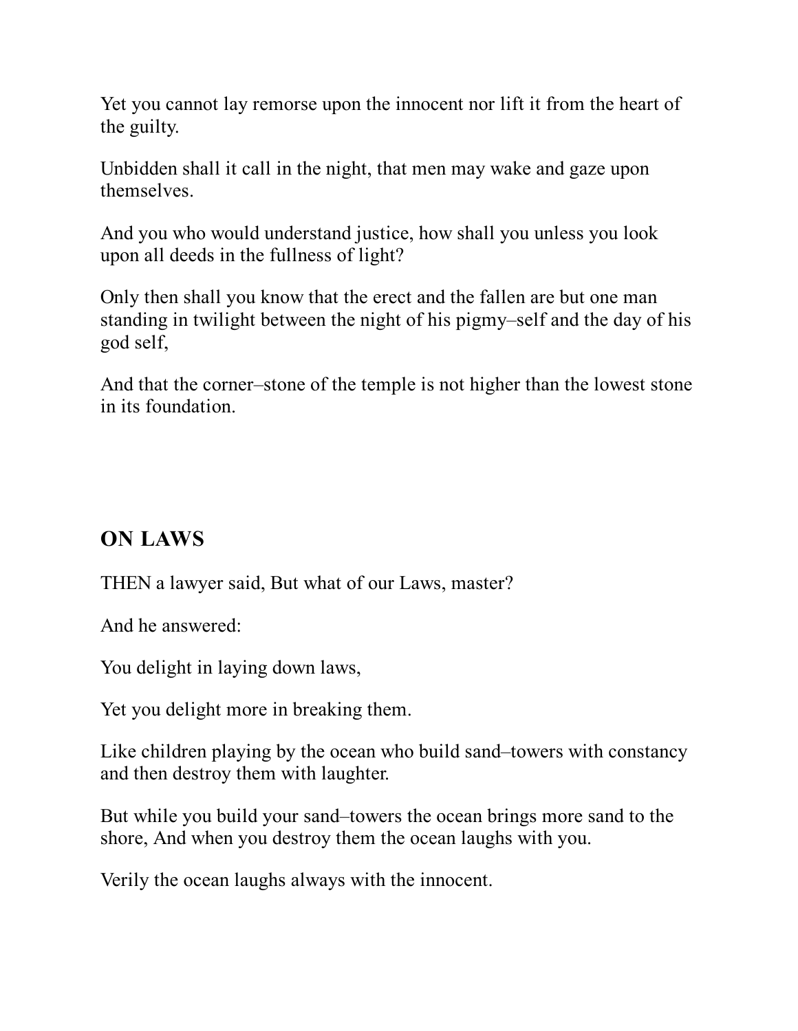Yet you cannot lay remorse upon the innocent nor lift it from the heart of the guilty.

Unbidden shall it call in the night, that men may wake and gaze upon themselves.

And you who would understand justice, how shall you unless you look upon all deeds in the fullness of light?

Only then shall you know that the erect and the fallen are but one man standing in twilight between the night of his pigmy–self and the day of his god self,

And that the corner–stone of the temple is not higher than the lowest stone in its foundation.

## ON LAWS

THEN a lawyer said, But what of our Laws, master?

And he answered:

You delight in laying down laws,

Yet you delight more in breaking them.

Like children playing by the ocean who build sand–towers with constancy and then destroy them with laughter.

But while you build your sand–towers the ocean brings more sand to the shore, And when you destroy them the ocean laughs with you.

Verily the ocean laughs always with the innocent.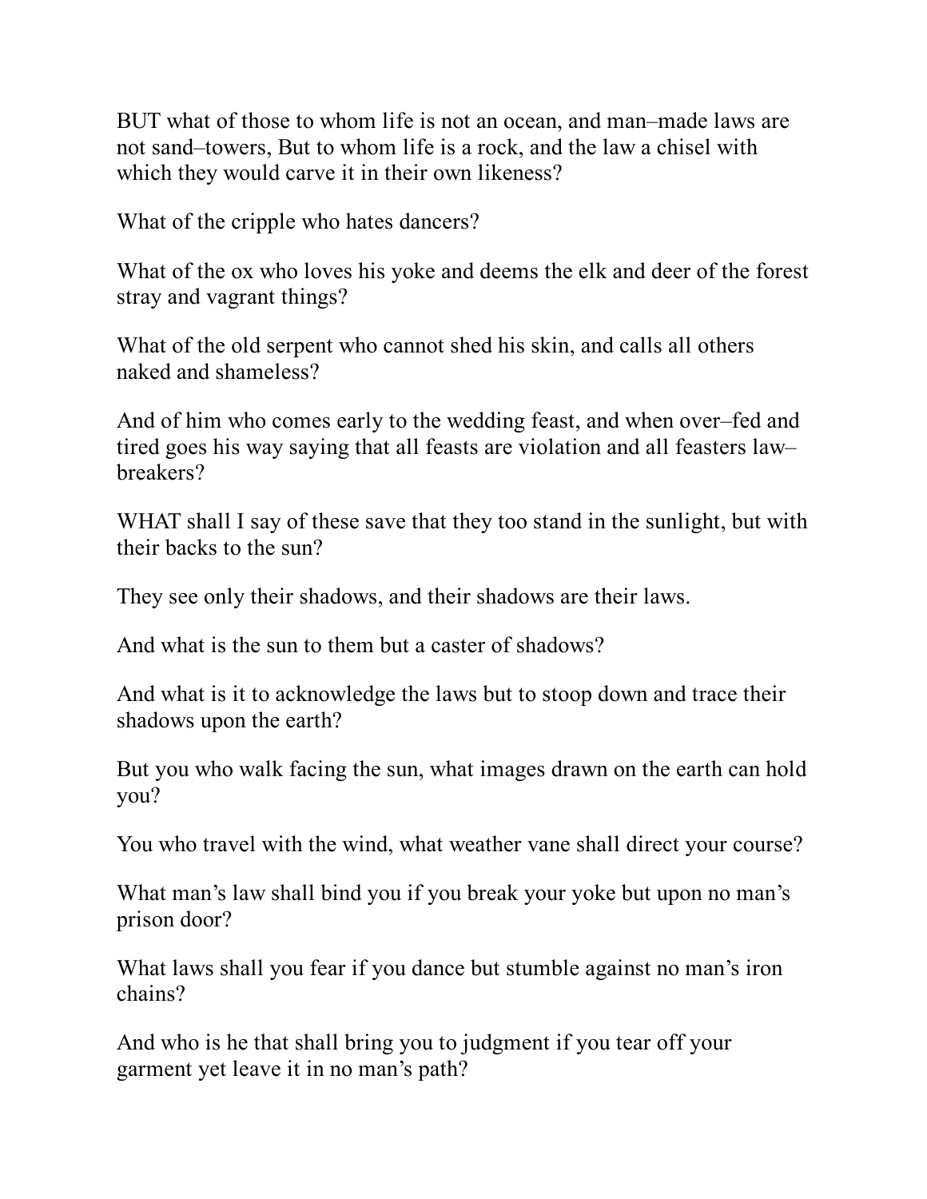BUT what of those to whom life is not an ocean, and man–made laws are not sand–towers, But to whom life is a rock, and the law a chisel with which they would carve it in their own likeness?

What of the cripple who hates dancers?

What of the ox who loves his yoke and deems the elk and deer of the forest stray and vagrant things?

What of the old serpent who cannot shed his skin, and calls all others naked and shameless?

And of him who comes early to the wedding feast, and when over–fed and tired goes his way saying that all feasts are violation and all feasters law–breakers?

WHAT shall I say of these save that they too stand in the sunlight, but with their backs to the sun?

They see only their shadows, and their shadows are their laws.

And what is the sun to them but a caster of shadows?

And what is it to acknowledge the laws but to stoop down and trace their shadows upon the earth?

But you who walk facing the sun, what images drawn on the earth can hold you?

You who travel with the wind, what weather vane shall direct your course?

What man's law shall bind you if you break your yoke but upon no man's prison door?

What laws shall you fear if you dance but stumble against no man's iron chains?

And who is he that shall bring you to judgment if you tear off your garment yet leave it in no man's path?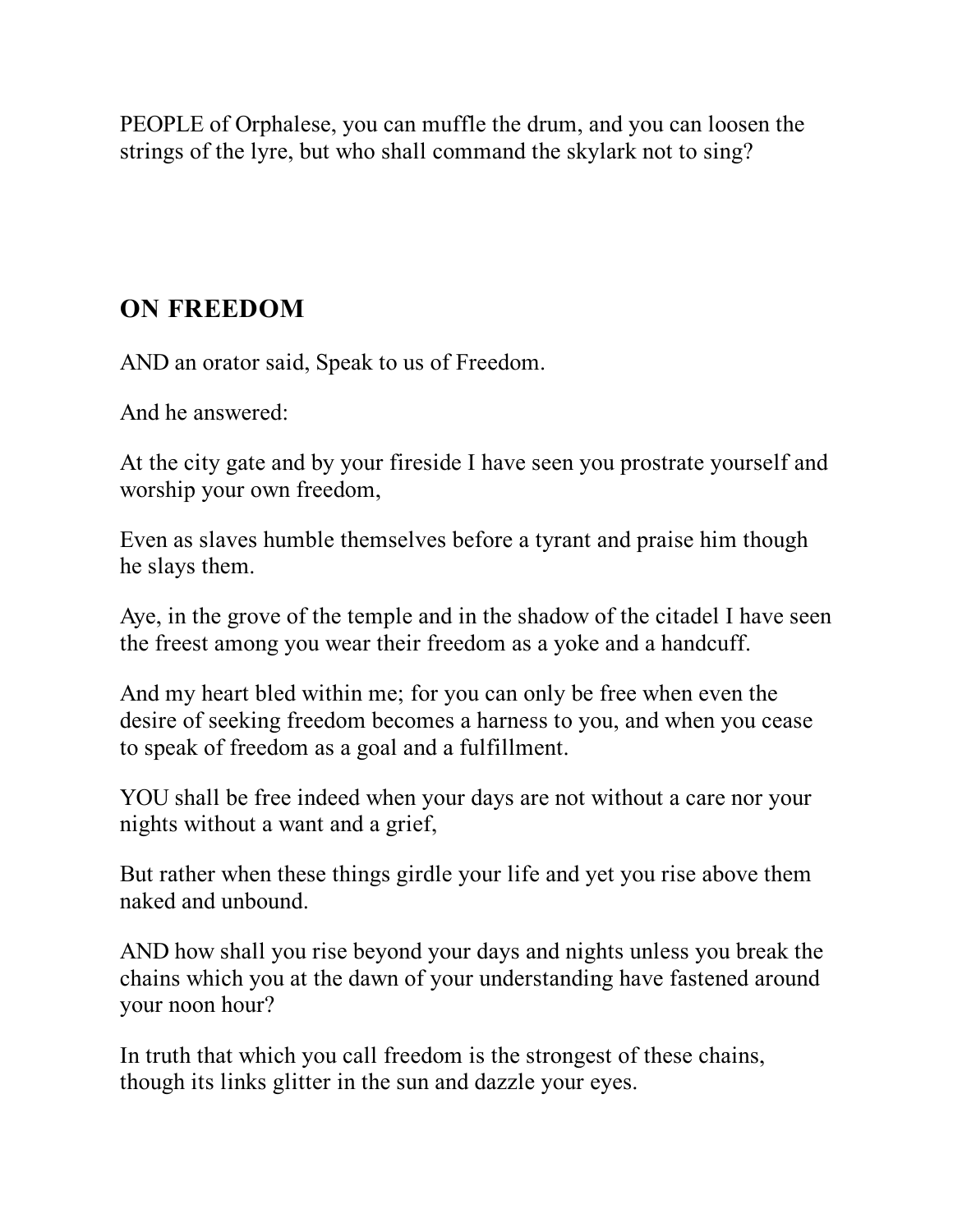PEOPLE of Orphalese, you can muffle the drum, and you can loosen the strings of the lyre, but who shall command the skylark not to sing?

## ON FREEDOM

AND an orator said, Speak to us of Freedom.

And he answered:

At the city gate and by your fireside I have seen you prostrate yourself and worship your own freedom,

Even as slaves humble themselves before a tyrant and praise him though he slays them.

Aye, in the grove of the temple and in the shadow of the citadel I have seen the freest among you wear their freedom as a yoke and a handcuff.

And my heart bled within me; for you can only be free when even the desire of seeking freedom becomes a harness to you, and when you cease to speak of freedom as a goal and a fulfillment.

YOU shall be free indeed when your days are not without a care nor your nights without a want and a grief,

But rather when these things girdle your life and yet you rise above them naked and unbound.

AND how shall you rise beyond your days and nights unless you break the chains which you at the dawn of your understanding have fastened around your noon hour?

In truth that which you call freedom is the strongest of these chains, though its links glitter in the sun and dazzle your eyes.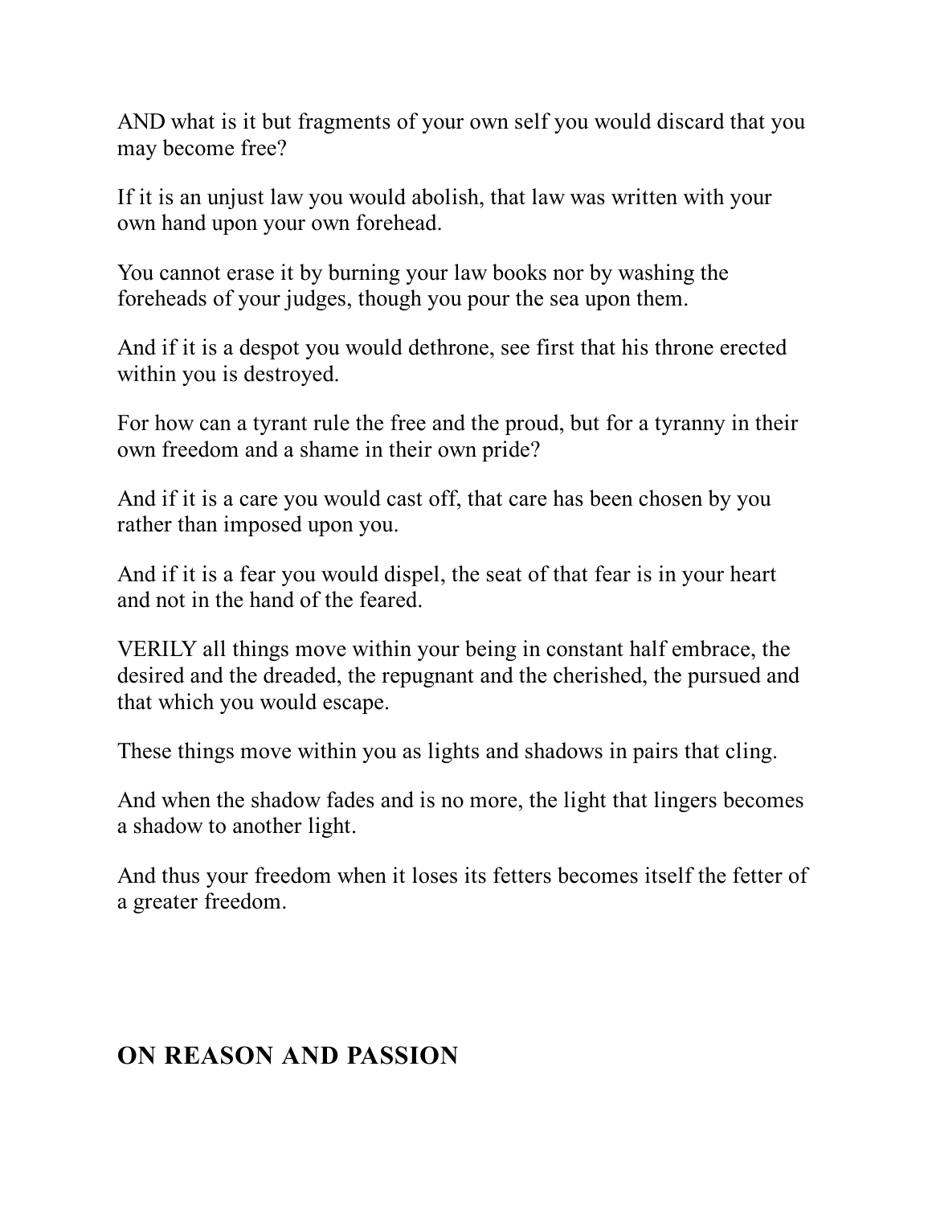AND what is it but fragments of your own self you would discard that you may become free?

If it is an unjust law you would abolish, that law was written with your own hand upon your own forehead.

You cannot erase it by burning your law books nor by washing the foreheads of your judges, though you pour the sea upon them.

And if it is a despot you would dethrone, see first that his throne erected within you is destroyed.

For how can a tyrant rule the free and the proud, but for a tyranny in their own freedom and a shame in their own pride?

And if it is a care you would cast off, that care has been chosen by you rather than imposed upon you.

And if it is a fear you would dispel, the seat of that fear is in your heart and not in the hand of the feared.

VERILY all things move within your being in constant half embrace, the desired and the dreaded, the repugnant and the cherished, the pursued and that which you would escape.

These things move within you as lights and shadows in pairs that cling.

And when the shadow fades and is no more, the light that lingers becomes a shadow to another light.

And thus your freedom when it loses its fetters becomes itself the fetter of a greater freedom.

## ON REASON AND PASSION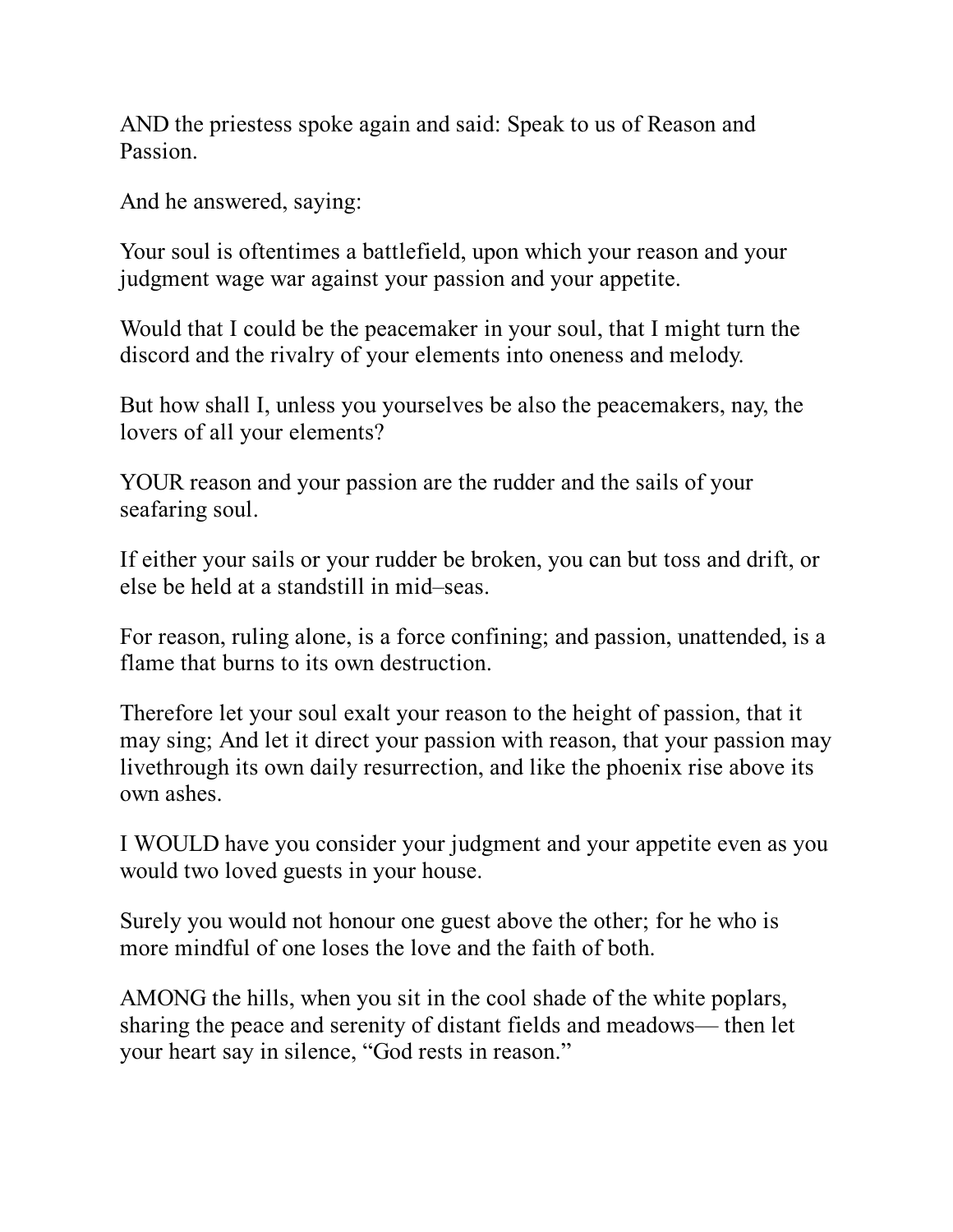AND the priestess spoke again and said: Speak to us of Reason and Passion.

And he answered, saying:

Your soul is oftentimes a battlefield, upon which your reason and your judgment wage war against your passion and your appetite.

Would that I could be the peacemaker in your soul, that I might turn the discord and the rivalry of your elements into oneness and melody.

But how shall I, unless you yourselves be also the peacemakers, nay, the lovers of all your elements?

YOUR reason and your passion are the rudder and the sails of your seafaring soul.

If either your sails or your rudder be broken, you can but toss and drift, or else be held at a standstill in mid–seas.

For reason, ruling alone, is a force confining; and passion, unattended, is a flame that burns to its own destruction.

Therefore let your soul exalt your reason to the height of passion, that it may sing; And let it direct your passion with reason, that your passion may livethrough its own daily resurrection, and like the phoenix rise above its own ashes.

I WOULD have you consider your judgment and your appetite even as you would two loved guests in your house.

Surely you would not honour one guest above the other; for he who is more mindful of one loses the love and the faith of both.

AMONG the hills, when you sit in the cool shade of the white poplars, sharing the peace and serenity of distant fields and meadows— then let your heart say in silence, “God rests in reason.”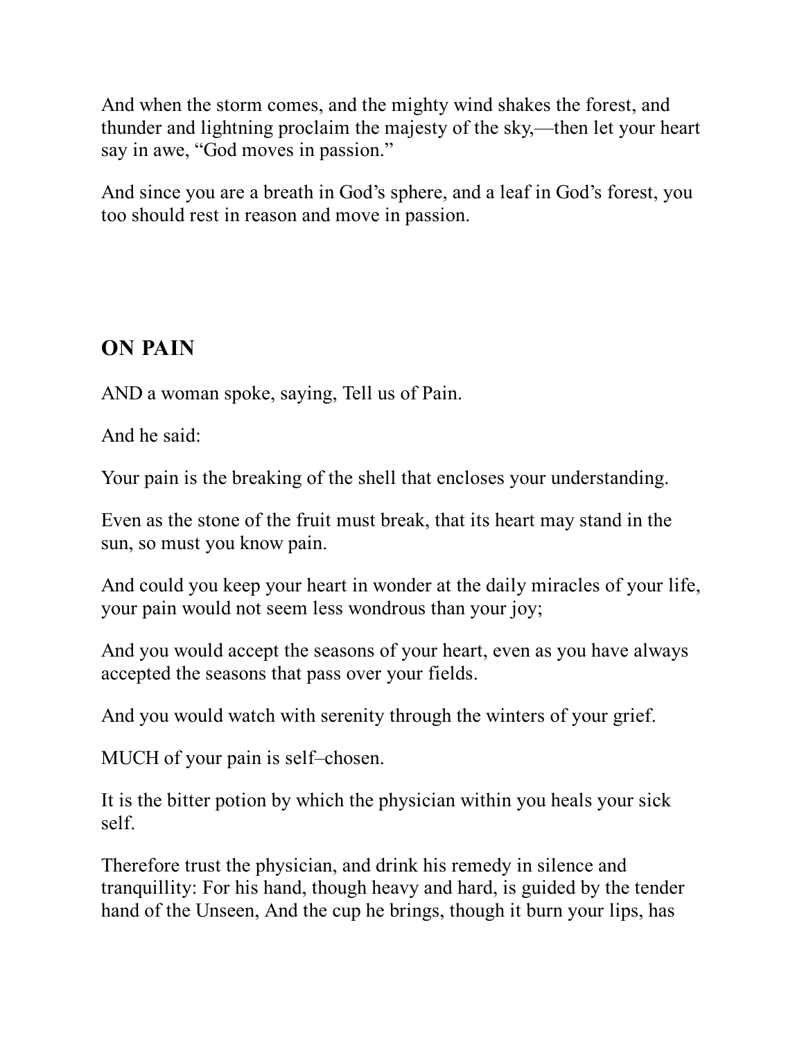And when the storm comes, and the mighty wind shakes the forest, and thunder and lightning proclaim the majesty of the sky,—then let your heart say in awe, “God moves in passion.”

And since you are a breath in God’s sphere, and a leaf in God’s forest, you too should rest in reason and move in passion.

## ON PAIN

AND a woman spoke, saying, Tell us of Pain.

And he said:

Your pain is the breaking of the shell that encloses your understanding.

Even as the stone of the fruit must break, that its heart may stand in the sun, so must you know pain.

And could you keep your heart in wonder at the daily miracles of your life, your pain would not seem less wondrous than your joy;

And you would accept the seasons of your heart, even as you have always accepted the seasons that pass over your fields.

And you would watch with serenity through the winters of your grief.

MUCH of your pain is self–chosen.

It is the bitter potion by which the physician within you heals your sick self.

Therefore trust the physician, and drink his remedy in silence and tranquillity: For his hand, though heavy and hard, is guided by the tender hand of the Unseen, And the cup he brings, though it burn your lips, has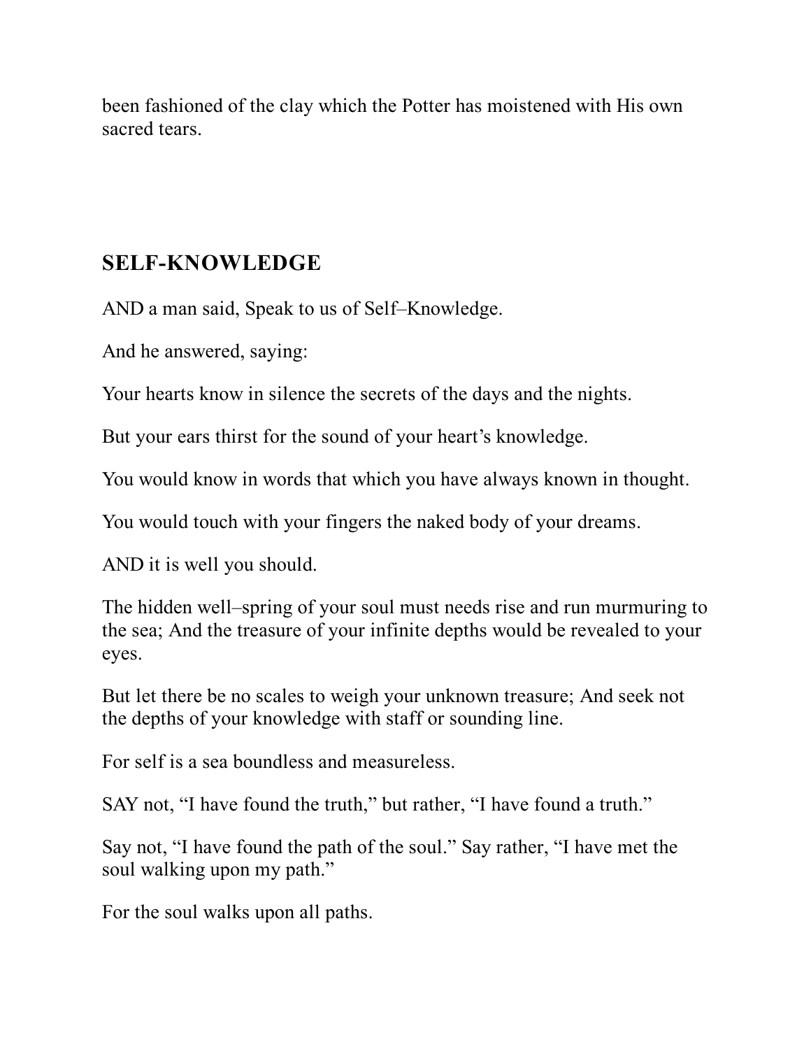been fashioned of the clay which the Potter has moistened with His own sacred tears.

## SELF-KNOWLEDGE

AND a man said, Speak to us of Self–Knowledge.

And he answered, saying:

Your hearts know in silence the secrets of the days and the nights.

But your ears thirst for the sound of your heart's knowledge.

You would know in words that which you have always known in thought.

You would touch with your fingers the naked body of your dreams.

AND it is well you should.

The hidden well–spring of your soul must needs rise and run murmuring to the sea; And the treasure of your infinite depths would be revealed to your eyes.

But let there be no scales to weigh your unknown treasure; And seek not the depths of your knowledge with staff or sounding line.

For self is a sea boundless and measureless.

SAY not, "I have found the truth," but rather, "I have found a truth."

Say not, "I have found the path of the soul." Say rather, "I have met the soul walking upon my path."

For the soul walks upon all paths.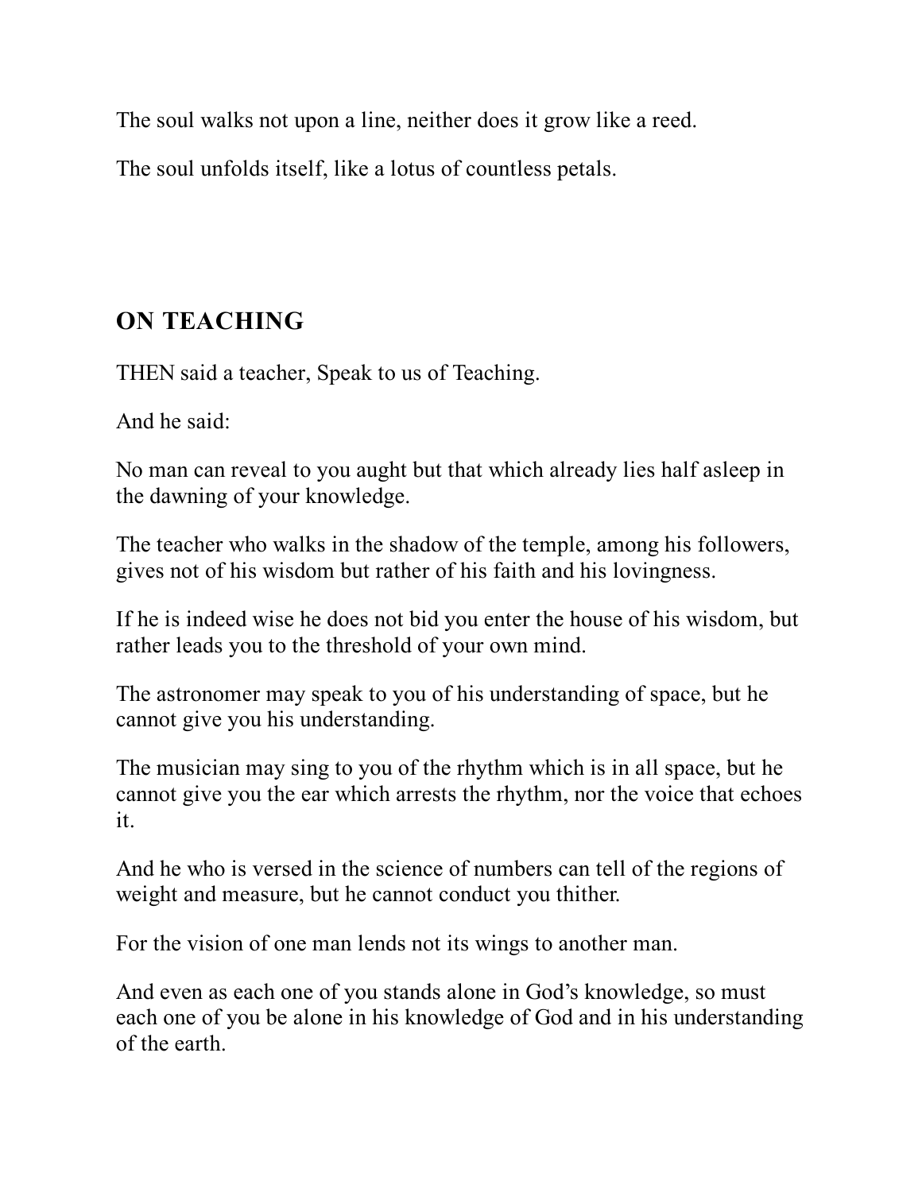The soul walks not upon a line, neither does it grow like a reed.

The soul unfolds itself, like a lotus of countless petals.

## ON TEACHING

THEN said a teacher, Speak to us of Teaching.

And he said:

No man can reveal to you aught but that which already lies half asleep in the dawning of your knowledge.

The teacher who walks in the shadow of the temple, among his followers, gives not of his wisdom but rather of his faith and his lovingness.

If he is indeed wise he does not bid you enter the house of his wisdom, but rather leads you to the threshold of your own mind.

The astronomer may speak to you of his understanding of space, but he cannot give you his understanding.

The musician may sing to you of the rhythm which is in all space, but he cannot give you the ear which arrests the rhythm, nor the voice that echoes it.

And he who is versed in the science of numbers can tell of the regions of weight and measure, but he cannot conduct you thither.

For the vision of one man lends not its wings to another man.

And even as each one of you stands alone in God's knowledge, so must each one of you be alone in his knowledge of God and in his understanding of the earth.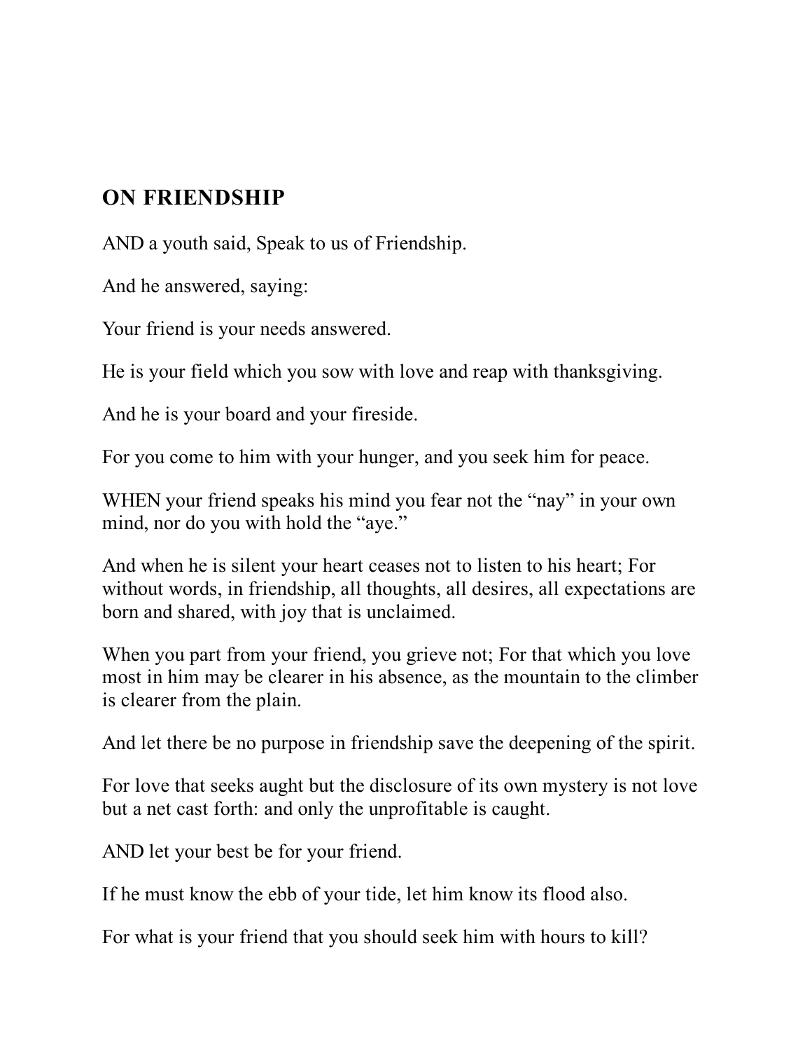## ON FRIENDSHIP

AND a youth said, Speak to us of Friendship.

And he answered, saying:

Your friend is your needs answered.

He is your field which you sow with love and reap with thanksgiving.

And he is your board and your fireside.

For you come to him with your hunger, and you seek him for peace.

WHEN your friend speaks his mind you fear not the “nay” in your own mind, nor do you with hold the “aye.”

And when he is silent your heart ceases not to listen to his heart; For without words, in friendship, all thoughts, all desires, all expectations are born and shared, with joy that is unclaimed.

When you part from your friend, you grieve not; For that which you love most in him may be clearer in his absence, as the mountain to the climber is clearer from the plain.

And let there be no purpose in friendship save the deepening of the spirit.

For love that seeks aught but the disclosure of its own mystery is not love but a net cast forth: and only the unprofitable is caught.

AND let your best be for your friend.

If he must know the ebb of your tide, let him know its flood also.

For what is your friend that you should seek him with hours to kill?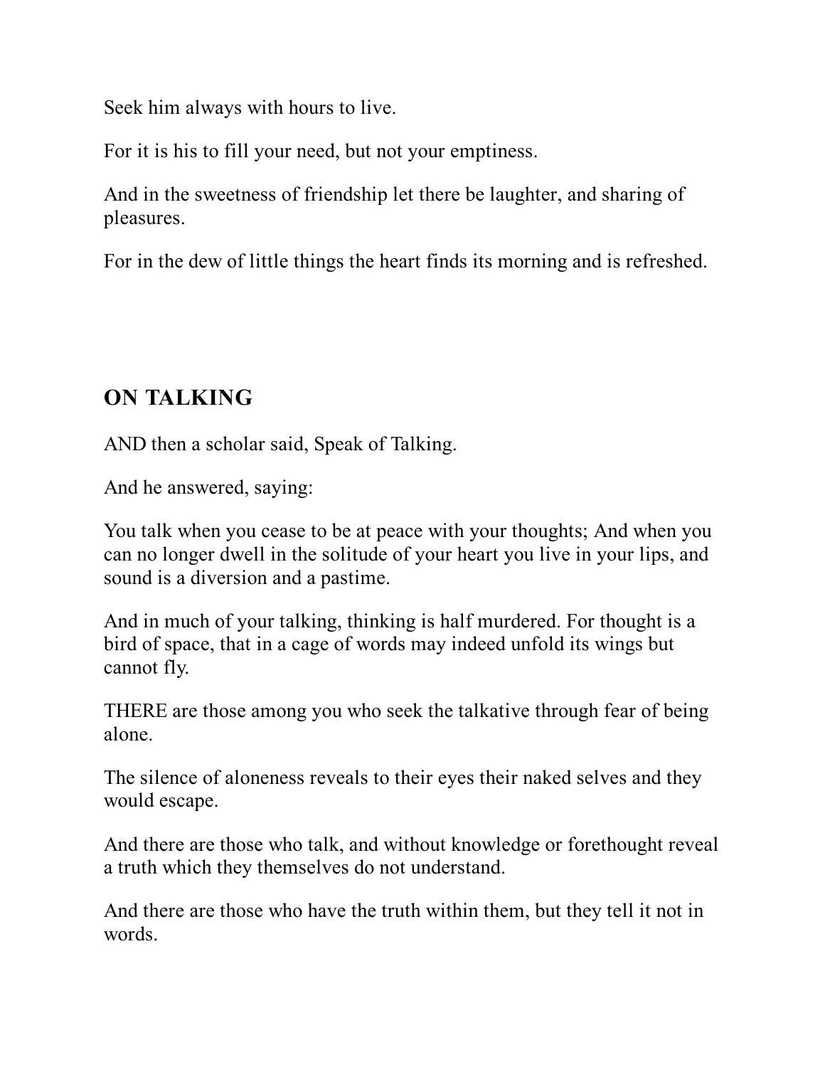Seek him always with hours to live.

For it is his to fill your need, but not your emptiness.

And in the sweetness of friendship let there be laughter, and sharing of pleasures.

For in the dew of little things the heart finds its morning and is refreshed.

## ON TALKING

AND then a scholar said, Speak of Talking.

And he answered, saying:

You talk when you cease to be at peace with your thoughts; And when you can no longer dwell in the solitude of your heart you live in your lips, and sound is a diversion and a pastime.

And in much of your talking, thinking is half murdered. For thought is a bird of space, that in a cage of words may indeed unfold its wings but cannot fly.

THERE are those among you who seek the talkative through fear of being alone.

The silence of aloneness reveals to their eyes their naked selves and they would escape.

And there are those who talk, and without knowledge or forethought reveal a truth which they themselves do not understand.

And there are those who have the truth within them, but they tell it not in words.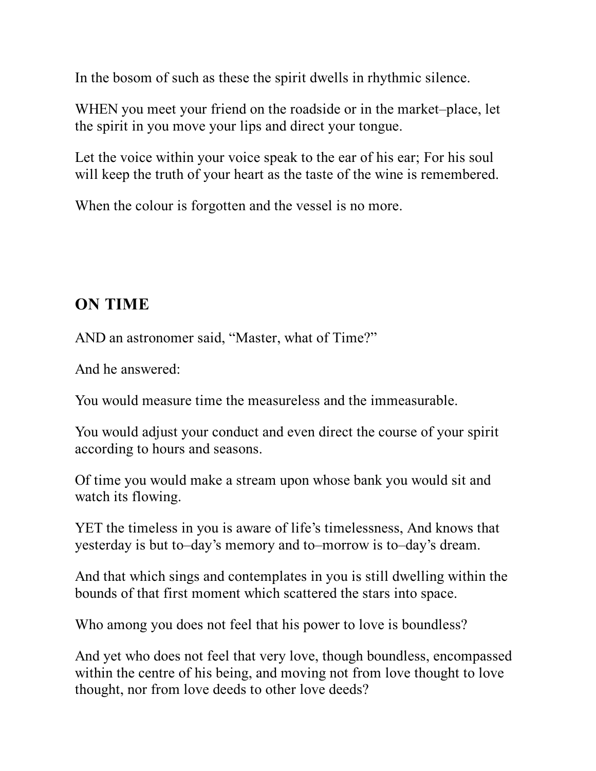In the bosom of such as these the spirit dwells in rhythmic silence.

WHEN you meet your friend on the roadside or in the market–place, let the spirit in you move your lips and direct your tongue.

Let the voice within your voice speak to the ear of his ear; For his soul will keep the truth of your heart as the taste of the wine is remembered.

When the colour is forgotten and the vessel is no more.

## ON TIME

AND an astronomer said, “Master, what of Time?”

And he answered:

You would measure time the measureless and the immeasurable.

You would adjust your conduct and even direct the course of your spirit according to hours and seasons.

Of time you would make a stream upon whose bank you would sit and watch its flowing.

YET the timeless in you is aware of life’s timelessness, And knows that yesterday is but to–day’s memory and to–morrow is to–day’s dream.

And that which sings and contemplates in you is still dwelling within the bounds of that first moment which scattered the stars into space.

Who among you does not feel that his power to love is boundless?

And yet who does not feel that very love, though boundless, encompassed within the centre of his being, and moving not from love thought to love thought, nor from love deeds to other love deeds?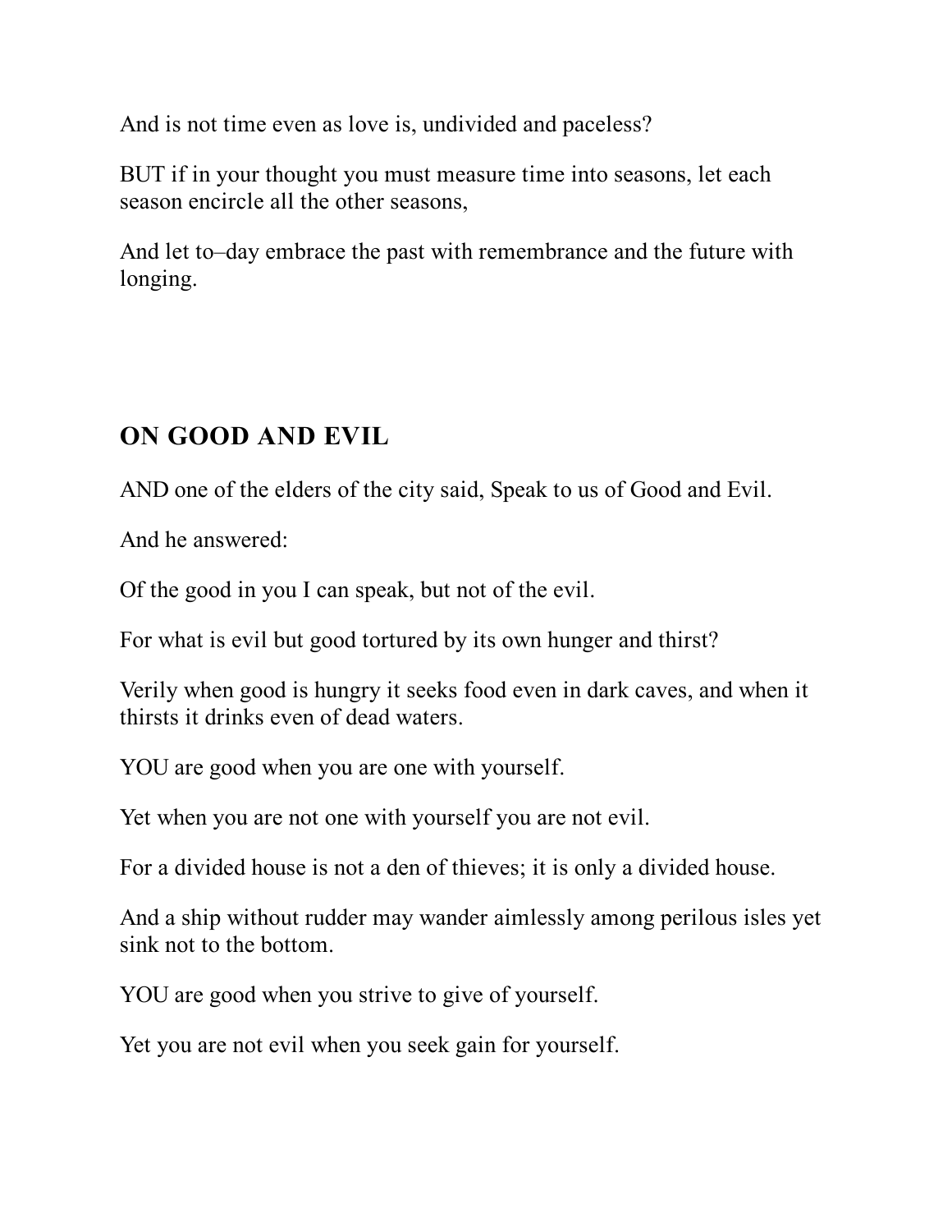And is not time even as love is, undivided and paceless?

BUT if in your thought you must measure time into seasons, let each season encircle all the other seasons,

And let to–day embrace the past with remembrance and the future with longing.

## ON GOOD AND EVIL

AND one of the elders of the city said, Speak to us of Good and Evil.

And he answered:

Of the good in you I can speak, but not of the evil.

For what is evil but good tortured by its own hunger and thirst?

Verily when good is hungry it seeks food even in dark caves, and when it thirsts it drinks even of dead waters.

YOU are good when you are one with yourself.

Yet when you are not one with yourself you are not evil.

For a divided house is not a den of thieves; it is only a divided house.

And a ship without rudder may wander aimlessly among perilous isles yet sink not to the bottom.

YOU are good when you strive to give of yourself.

Yet you are not evil when you seek gain for yourself.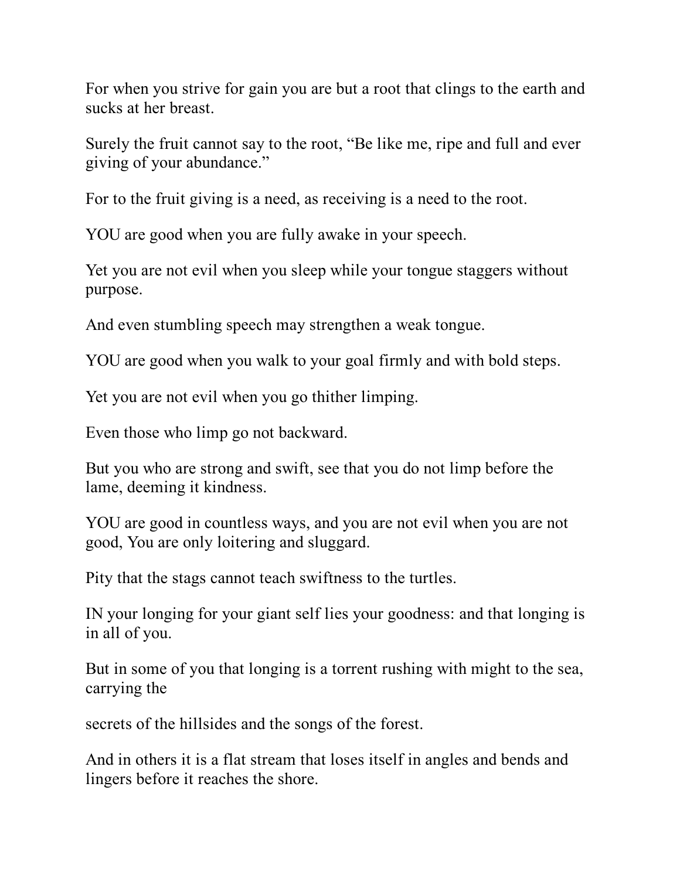For when you strive for gain you are but a root that clings to the earth and sucks at her breast.

Surely the fruit cannot say to the root, “Be like me, ripe and full and ever giving of your abundance.”

For to the fruit giving is a need, as receiving is a need to the root.

YOU are good when you are fully awake in your speech.

Yet you are not evil when you sleep while your tongue staggers without purpose.

And even stumbling speech may strengthen a weak tongue.

YOU are good when you walk to your goal firmly and with bold steps.

Yet you are not evil when you go thither limping.

Even those who limp go not backward.

But you who are strong and swift, see that you do not limp before the lame, deeming it kindness.

YOU are good in countless ways, and you are not evil when you are not good, You are only loitering and sluggard.

Pity that the stags cannot teach swiftness to the turtles.

IN your longing for your giant self lies your goodness: and that longing is in all of you.

But in some of you that longing is a torrent rushing with might to the sea, carrying the

secrets of the hillsides and the songs of the forest.

And in others it is a flat stream that loses itself in angles and bends and lingers before it reaches the shore.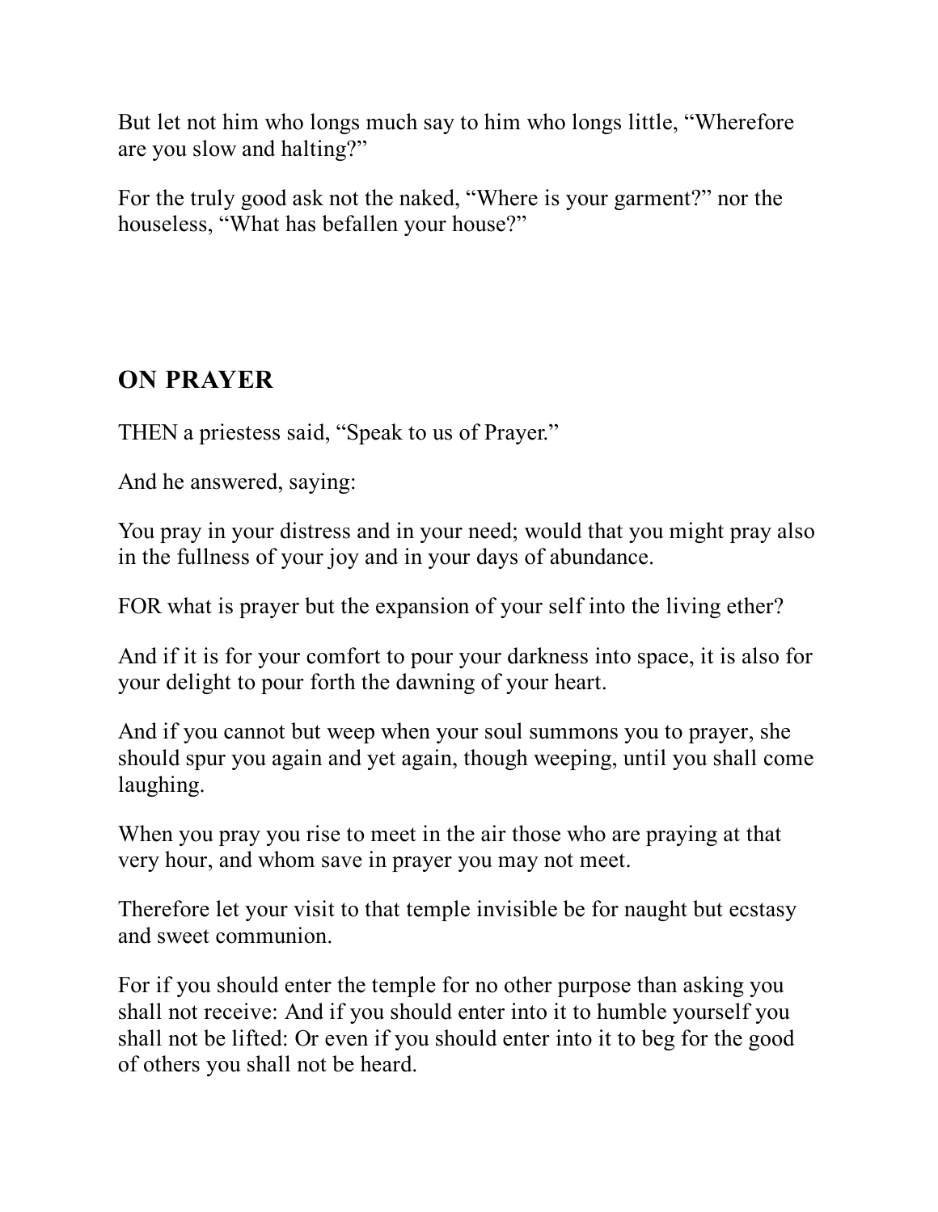But let not him who longs much say to him who longs little, “Wherefore are you slow and halting?”

For the truly good ask not the naked, “Where is your garment?” nor the houseless, “What has befallen your house?”

## ON PRAYER

THEN a priestess said, “Speak to us of Prayer.”

And he answered, saying:

You pray in your distress and in your need; would that you might pray also in the fullness of your joy and in your days of abundance.

FOR what is prayer but the expansion of your self into the living ether?

And if it is for your comfort to pour your darkness into space, it is also for your delight to pour forth the dawning of your heart.

And if you cannot but weep when your soul summons you to prayer, she should spur you again and yet again, though weeping, until you shall come laughing.

When you pray you rise to meet in the air those who are praying at that very hour, and whom save in prayer you may not meet.

Therefore let your visit to that temple invisible be for naught but ecstasy and sweet communion.

For if you should enter the temple for no other purpose than asking you shall not receive: And if you should enter into it to humble yourself you shall not be lifted: Or even if you should enter into it to beg for the good of others you shall not be heard.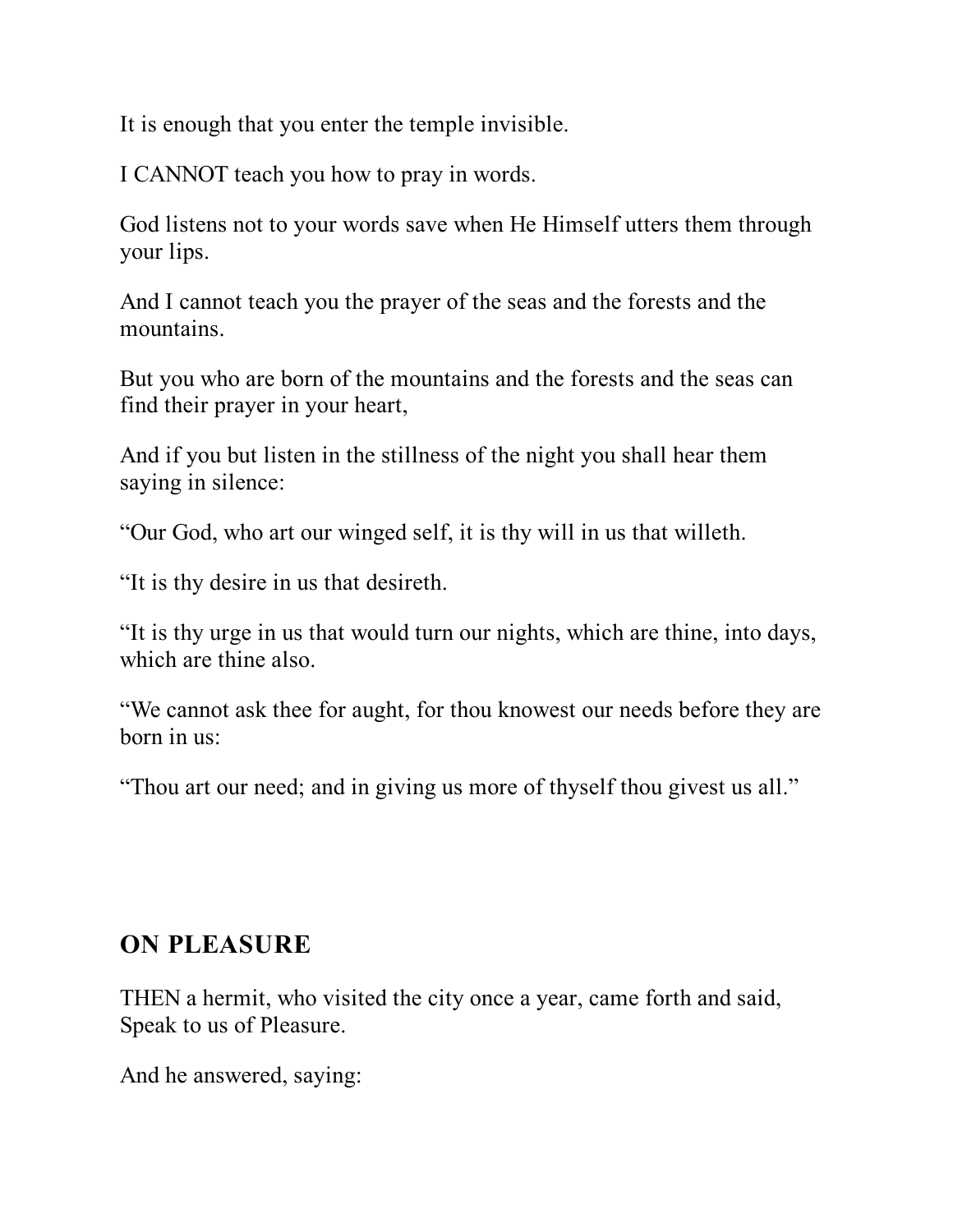It is enough that you enter the temple invisible.

I CANNOT teach you how to pray in words.

God listens not to your words save when He Himself utters them through your lips.

And I cannot teach you the prayer of the seas and the forests and the mountains.

But you who are born of the mountains and the forests and the seas can find their prayer in your heart,

And if you but listen in the stillness of the night you shall hear them saying in silence:

"Our God, who art our winged self, it is thy will in us that willeth.

"It is thy desire in us that desireth.

"It is thy urge in us that would turn our nights, which are thine, into days, which are thine also.

"We cannot ask thee for aught, for thou knowest our needs before they are born in us:

"Thou art our need; and in giving us more of thyself thou givest us all."

## ON PLEASURE

THEN a hermit, who visited the city once a year, came forth and said, Speak to us of Pleasure.

And he answered, saying: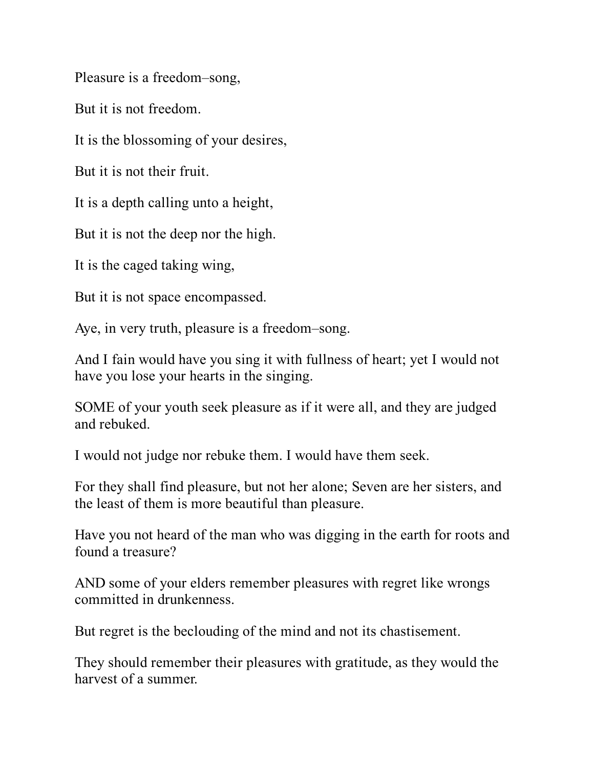Pleasure is a freedom–song,

But it is not freedom.

It is the blossoming of your desires,

But it is not their fruit.

It is a depth calling unto a height,

But it is not the deep nor the high.

It is the caged taking wing,

But it is not space encompassed.

Aye, in very truth, pleasure is a freedom–song.

And I fain would have you sing it with fullness of heart; yet I would not have you lose your hearts in the singing.

SOME of your youth seek pleasure as if it were all, and they are judged and rebuked.

I would not judge nor rebuke them. I would have them seek.

For they shall find pleasure, but not her alone; Seven are her sisters, and the least of them is more beautiful than pleasure.

Have you not heard of the man who was digging in the earth for roots and found a treasure?

AND some of your elders remember pleasures with regret like wrongs committed in drunkenness.

But regret is the beclouding of the mind and not its chastisement.

They should remember their pleasures with gratitude, as they would the harvest of a summer.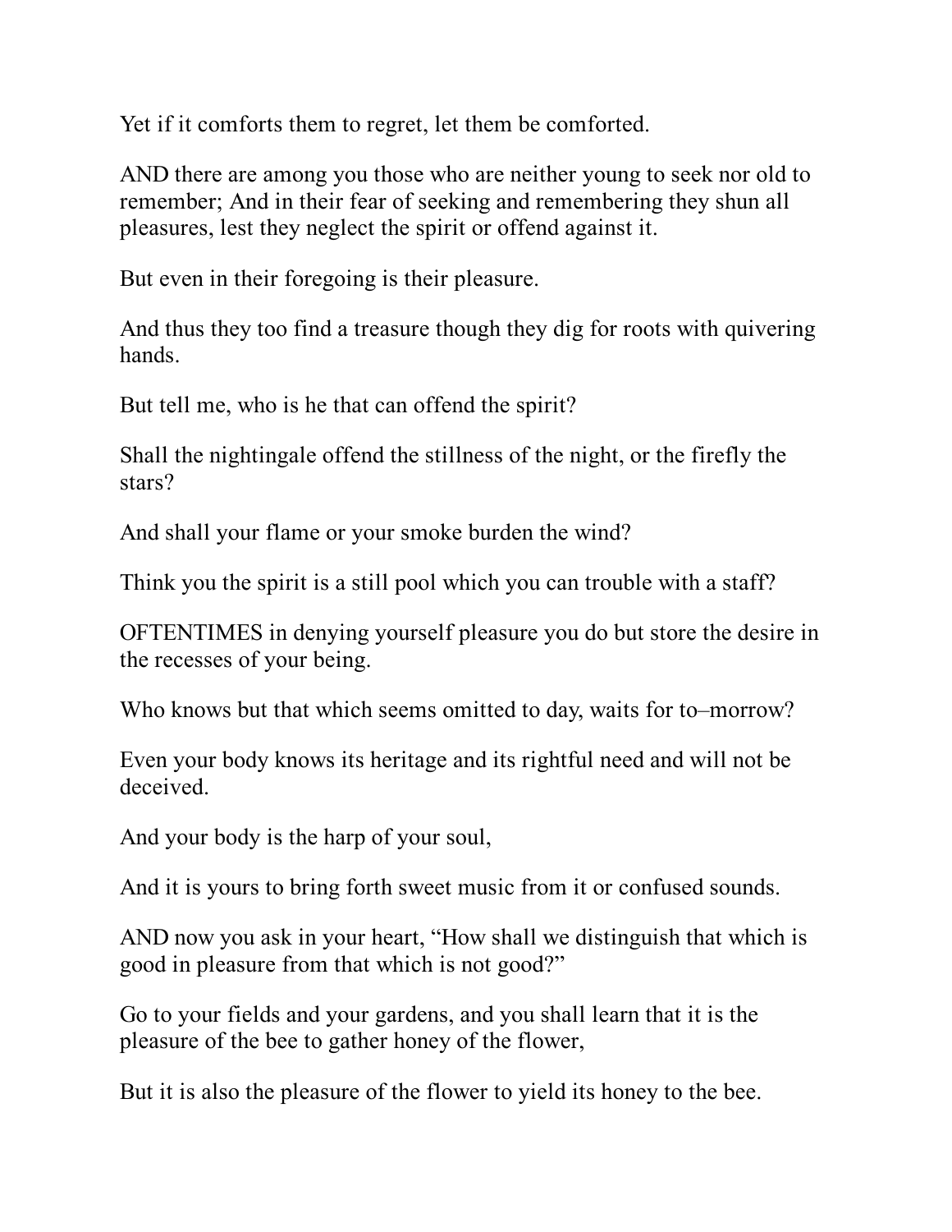Yet if it comforts them to regret, let them be comforted.

AND there are among you those who are neither young to seek nor old to remember; And in their fear of seeking and remembering they shun all pleasures, lest they neglect the spirit or offend against it.

But even in their foregoing is their pleasure.

And thus they too find a treasure though they dig for roots with quivering hands.

But tell me, who is he that can offend the spirit?

Shall the nightingale offend the stillness of the night, or the firefly the stars?

And shall your flame or your smoke burden the wind?

Think you the spirit is a still pool which you can trouble with a staff?

OFTENTIMES in denying yourself pleasure you do but store the desire in the recesses of your being.

Who knows but that which seems omitted to day, waits for to–morrow?

Even your body knows its heritage and its rightful need and will not be deceived.

And your body is the harp of your soul,

And it is yours to bring forth sweet music from it or confused sounds.

AND now you ask in your heart, “How shall we distinguish that which is good in pleasure from that which is not good?”

Go to your fields and your gardens, and you shall learn that it is the pleasure of the bee to gather honey of the flower,

But it is also the pleasure of the flower to yield its honey to the bee.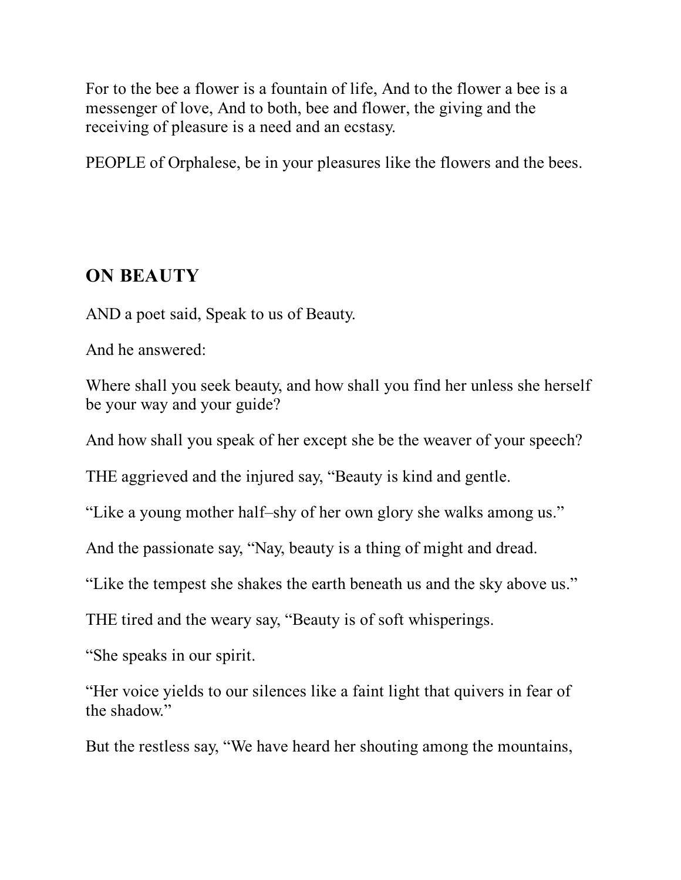For to the bee a flower is a fountain of life, And to the flower a bee is a messenger of love, And to both, bee and flower, the giving and the receiving of pleasure is a need and an ecstasy.

PEOPLE of Orphalese, be in your pleasures like the flowers and the bees.

## ON BEAUTY

AND a poet said, Speak to us of Beauty.

And he answered:

Where shall you seek beauty, and how shall you find her unless she herself be your way and your guide?

And how shall you speak of her except she be the weaver of your speech?

THE aggrieved and the injured say, “Beauty is kind and gentle.

“Like a young mother half–shy of her own glory she walks among us.”

And the passionate say, “Nay, beauty is a thing of might and dread.

“Like the tempest she shakes the earth beneath us and the sky above us.”

THE tired and the weary say, “Beauty is of soft whisperings.

“She speaks in our spirit.

“Her voice yields to our silences like a faint light that quivers in fear of the shadow.”

But the restless say, “We have heard her shouting among the mountains,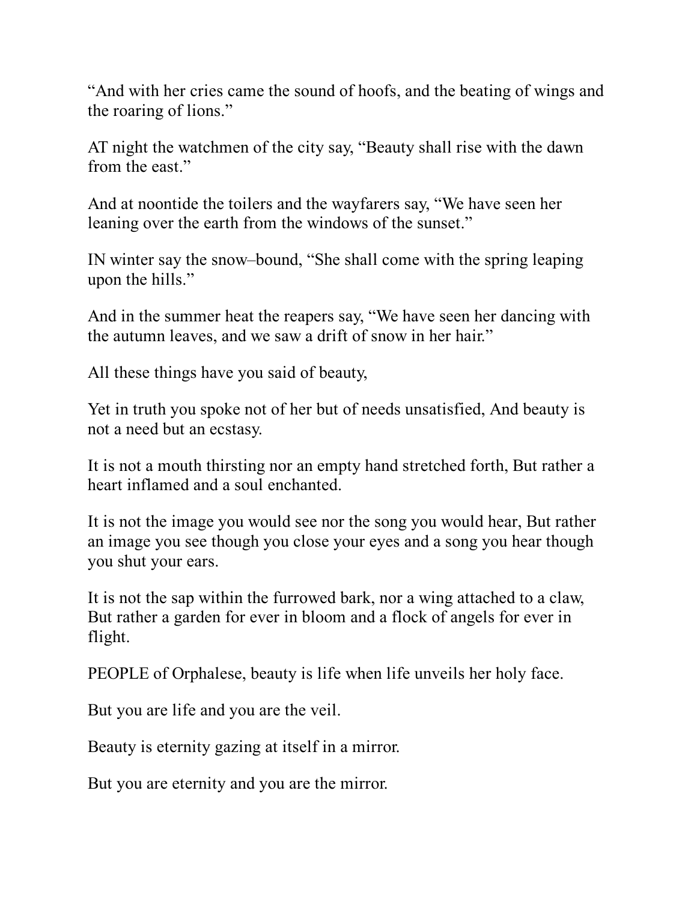"And with her cries came the sound of hoofs, and the beating of wings and the roaring of lions."

AT night the watchmen of the city say, "Beauty shall rise with the dawn from the east."

And at noontide the toilers and the wayfarers say, "We have seen her leaning over the earth from the windows of the sunset."

IN winter say the snow–bound, "She shall come with the spring leaping upon the hills."

And in the summer heat the reapers say, "We have seen her dancing with the autumn leaves, and we saw a drift of snow in her hair."

All these things have you said of beauty,

Yet in truth you spoke not of her but of needs unsatisfied, And beauty is not a need but an ecstasy.

It is not a mouth thirsting nor an empty hand stretched forth, But rather a heart inflamed and a soul enchanted.

It is not the image you would see nor the song you would hear, But rather an image you see though you close your eyes and a song you hear though you shut your ears.

It is not the sap within the furrowed bark, nor a wing attached to a claw, But rather a garden for ever in bloom and a flock of angels for ever in flight.

PEOPLE of Orphalese, beauty is life when life unveils her holy face.

But you are life and you are the veil.

Beauty is eternity gazing at itself in a mirror.

But you are eternity and you are the mirror.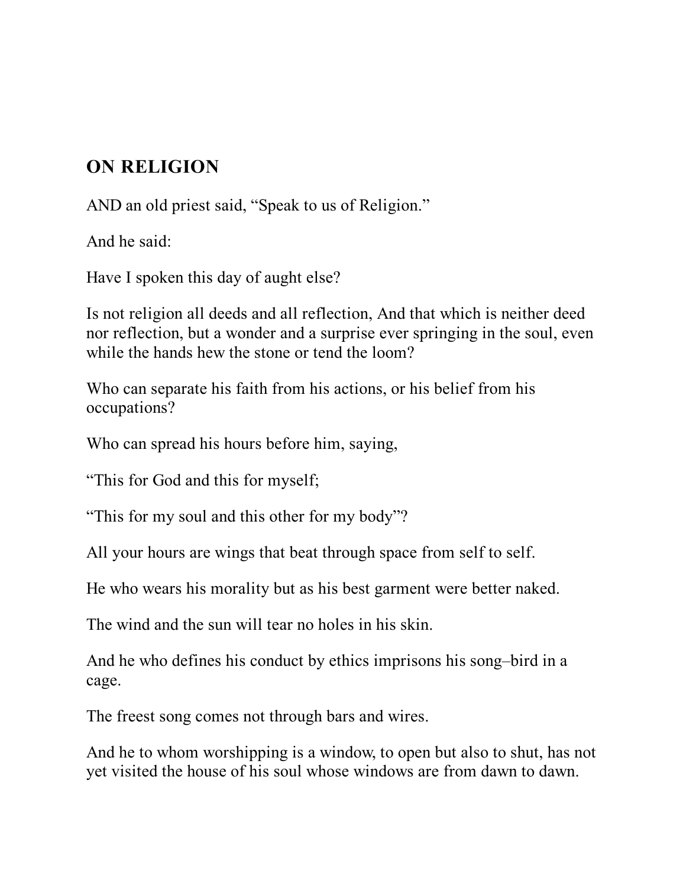## ON RELIGION

AND an old priest said, “Speak to us of Religion.”

And he said:

Have I spoken this day of aught else?

Is not religion all deeds and all reflection, And that which is neither deed nor reflection, but a wonder and a surprise ever springing in the soul, even while the hands hew the stone or tend the loom?

Who can separate his faith from his actions, or his belief from his occupations?

Who can spread his hours before him, saying,

“This for God and this for myself;

“This for my soul and this other for my body”?

All your hours are wings that beat through space from self to self.

He who wears his morality but as his best garment were better naked.

The wind and the sun will tear no holes in his skin.

And he who defines his conduct by ethics imprisons his song–bird in a cage.

The freest song comes not through bars and wires.

And he to whom worshipping is a window, to open but also to shut, has not yet visited the house of his soul whose windows are from dawn to dawn.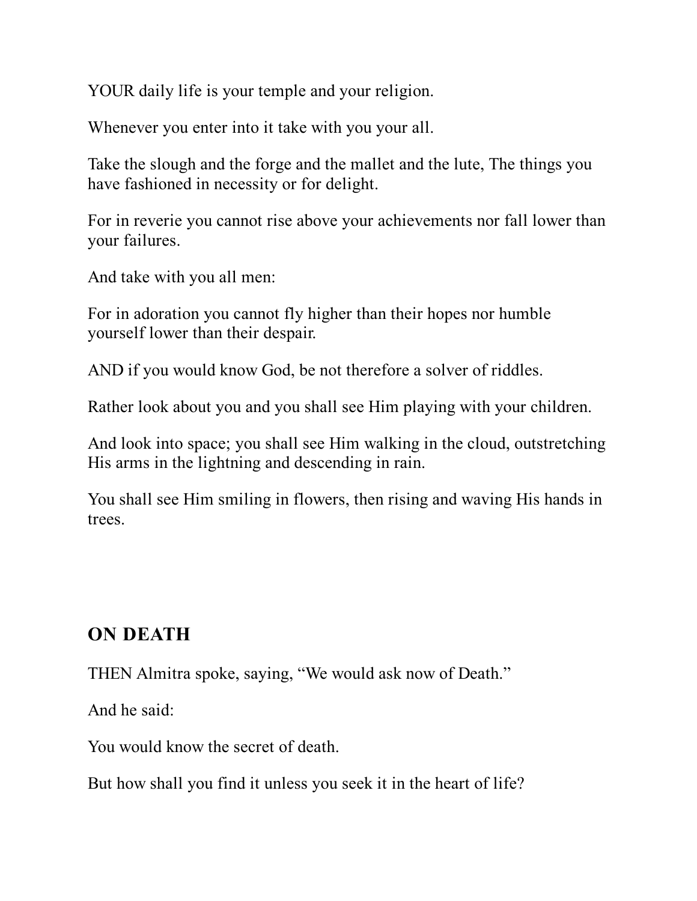YOUR daily life is your temple and your religion.

Whenever you enter into it take with you your all.

Take the slough and the forge and the mallet and the lute, The things you have fashioned in necessity or for delight.

For in reverie you cannot rise above your achievements nor fall lower than your failures.

And take with you all men:

For in adoration you cannot fly higher than their hopes nor humble yourself lower than their despair.

AND if you would know God, be not therefore a solver of riddles.

Rather look about you and you shall see Him playing with your children.

And look into space; you shall see Him walking in the cloud, outstretching His arms in the lightning and descending in rain.

You shall see Him smiling in flowers, then rising and waving His hands in trees.

## ON DEATH

THEN Almitra spoke, saying, “We would ask now of Death.”

And he said:

You would know the secret of death.

But how shall you find it unless you seek it in the heart of life?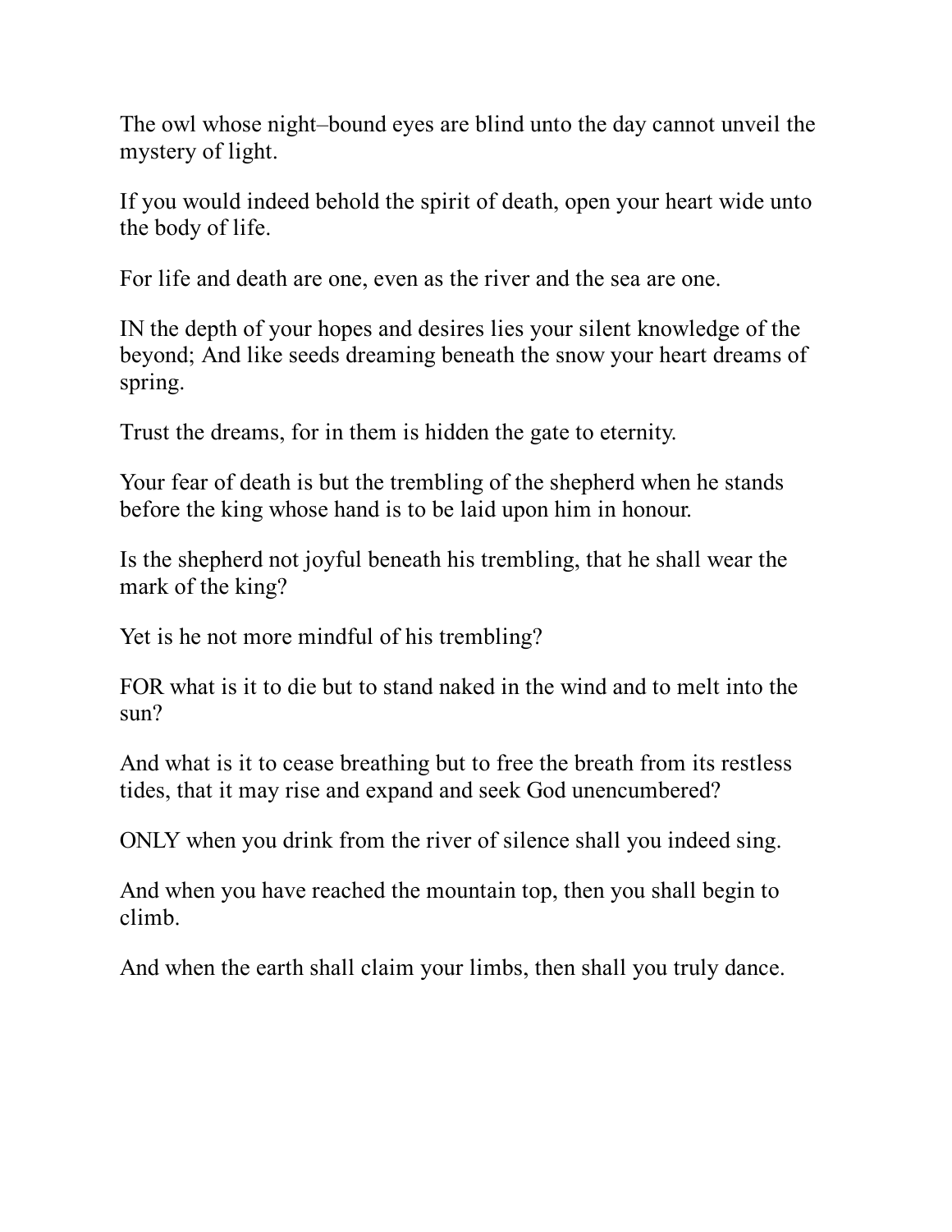The owl whose night–bound eyes are blind unto the day cannot unveil the mystery of light.

If you would indeed behold the spirit of death, open your heart wide unto the body of life.

For life and death are one, even as the river and the sea are one.

IN the depth of your hopes and desires lies your silent knowledge of the beyond; And like seeds dreaming beneath the snow your heart dreams of spring.

Trust the dreams, for in them is hidden the gate to eternity.

Your fear of death is but the trembling of the shepherd when he stands before the king whose hand is to be laid upon him in honour.

Is the shepherd not joyful beneath his trembling, that he shall wear the mark of the king?

Yet is he not more mindful of his trembling?

FOR what is it to die but to stand naked in the wind and to melt into the sun?

And what is it to cease breathing but to free the breath from its restless tides, that it may rise and expand and seek God unencumbered?

ONLY when you drink from the river of silence shall you indeed sing.

And when you have reached the mountain top, then you shall begin to climb.

And when the earth shall claim your limbs, then shall you truly dance.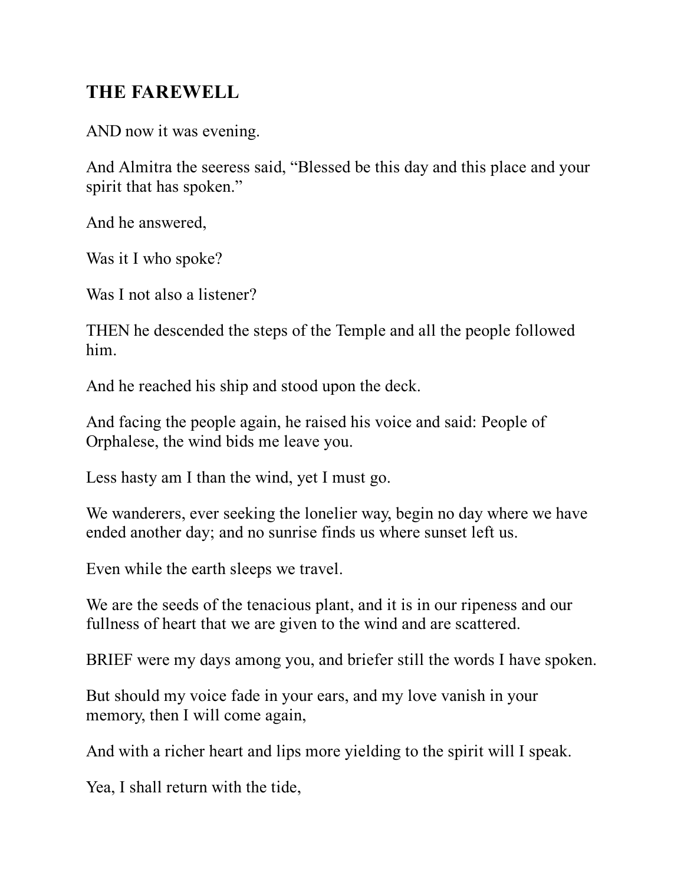## THE FAREWELL

AND now it was evening.

And Almitra the seeress said, "Blessed be this day and this place and your spirit that has spoken."

And he answered,

Was it I who spoke?

Was I not also a listener?

THEN he descended the steps of the Temple and all the people followed him.

And he reached his ship and stood upon the deck.

And facing the people again, he raised his voice and said: People of Orphalese, the wind bids me leave you.

Less hasty am I than the wind, yet I must go.

We wanderers, ever seeking the lonelier way, begin no day where we have ended another day; and no sunrise finds us where sunset left us.

Even while the earth sleeps we travel.

We are the seeds of the tenacious plant, and it is in our ripeness and our fullness of heart that we are given to the wind and are scattered.

BRIEF were my days among you, and briefer still the words I have spoken.

But should my voice fade in your ears, and my love vanish in your memory, then I will come again,

And with a richer heart and lips more yielding to the spirit will I speak.

Yea, I shall return with the tide,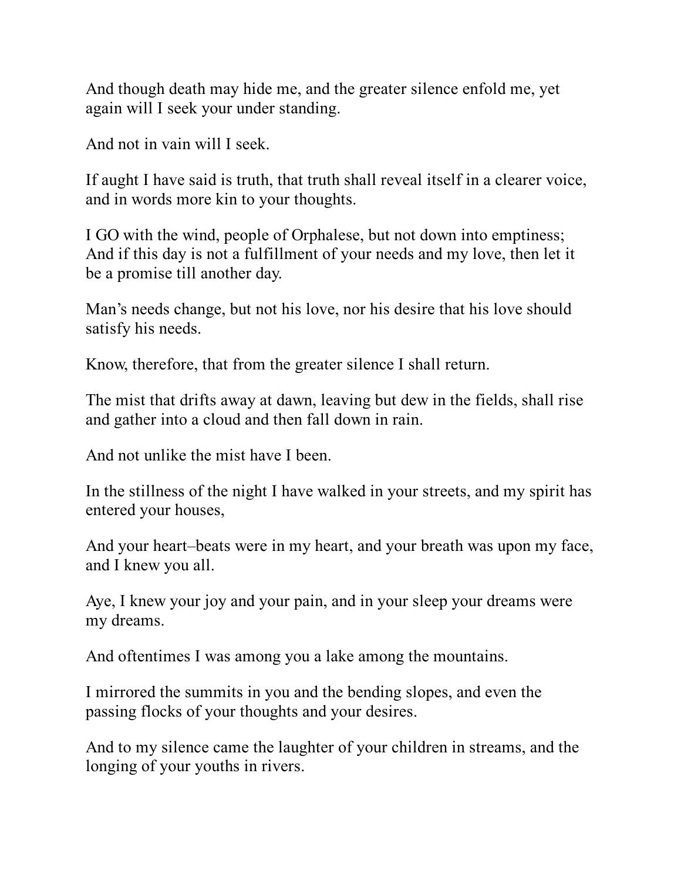And though death may hide me, and the greater silence enfold me, yet again will I seek your under standing.

And not in vain will I seek.

If aught I have said is truth, that truth shall reveal itself in a clearer voice, and in words more kin to your thoughts.

I GO with the wind, people of Orphalese, but not down into emptiness; And if this day is not a fulfillment of your needs and my love, then let it be a promise till another day.

Man's needs change, but not his love, nor his desire that his love should satisfy his needs.

Know, therefore, that from the greater silence I shall return.

The mist that drifts away at dawn, leaving but dew in the fields, shall rise and gather into a cloud and then fall down in rain.

And not unlike the mist have I been.

In the stillness of the night I have walked in your streets, and my spirit has entered your houses,

And your heart–beats were in my heart, and your breath was upon my face, and I knew you all.

Aye, I knew your joy and your pain, and in your sleep your dreams were my dreams.

And oftentimes I was among you a lake among the mountains.

I mirrored the summits in you and the bending slopes, and even the passing flocks of your thoughts and your desires.

And to my silence came the laughter of your children in streams, and the longing of your youths in rivers.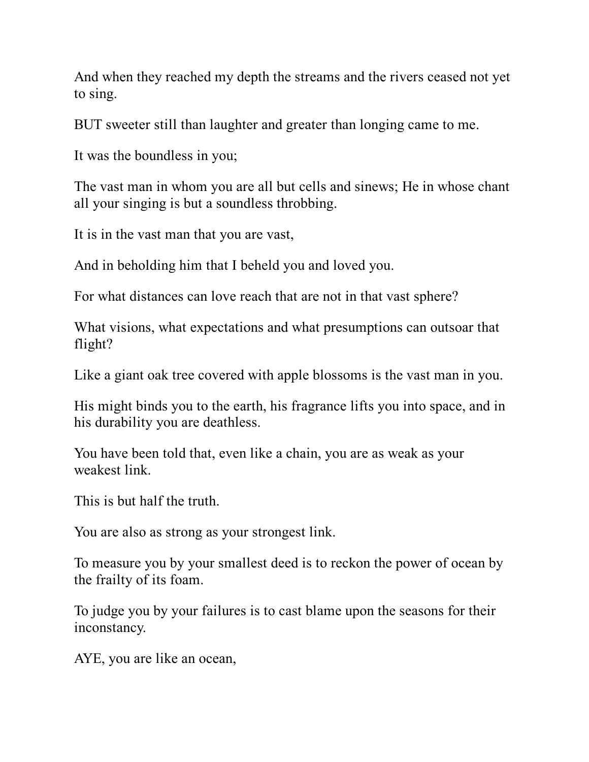And when they reached my depth the streams and the rivers ceased not yet to sing.

BUT sweeter still than laughter and greater than longing came to me.

It was the boundless in you;

The vast man in whom you are all but cells and sinews; He in whose chant all your singing is but a soundless throbbing.

It is in the vast man that you are vast,

And in beholding him that I beheld you and loved you.

For what distances can love reach that are not in that vast sphere?

What visions, what expectations and what presumptions can outsoar that flight?

Like a giant oak tree covered with apple blossoms is the vast man in you.

His might binds you to the earth, his fragrance lifts you into space, and in his durability you are deathless.

You have been told that, even like a chain, you are as weak as your weakest link.

This is but half the truth.

You are also as strong as your strongest link.

To measure you by your smallest deed is to reckon the power of ocean by the frailty of its foam.

To judge you by your failures is to cast blame upon the seasons for their inconstancy.

AYE, you are like an ocean,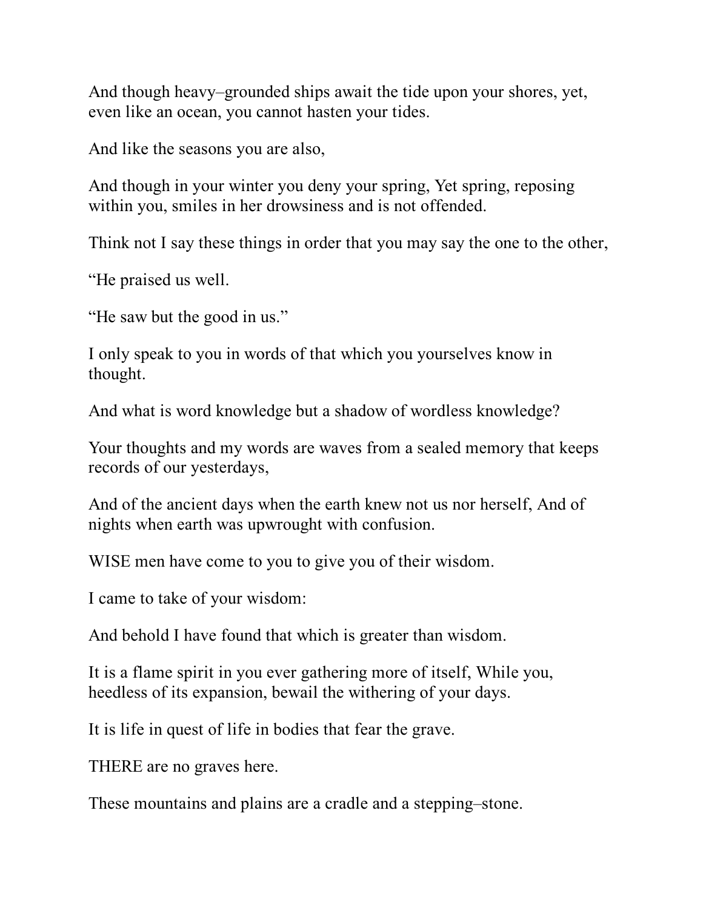And though heavy–grounded ships await the tide upon your shores, yet, even like an ocean, you cannot hasten your tides.

And like the seasons you are also,

And though in your winter you deny your spring, Yet spring, reposing within you, smiles in her drowsiness and is not offended.

Think not I say these things in order that you may say the one to the other,

“He praised us well.

“He saw but the good in us.”

I only speak to you in words of that which you yourselves know in thought.

And what is word knowledge but a shadow of wordless knowledge?

Your thoughts and my words are waves from a sealed memory that keeps records of our yesterdays,

And of the ancient days when the earth knew not us nor herself, And of nights when earth was upwrought with confusion.

WISE men have come to you to give you of their wisdom.

I came to take of your wisdom:

And behold I have found that which is greater than wisdom.

It is a flame spirit in you ever gathering more of itself, While you, heedless of its expansion, bewail the withering of your days.

It is life in quest of life in bodies that fear the grave.

THERE are no graves here.

These mountains and plains are a cradle and a stepping–stone.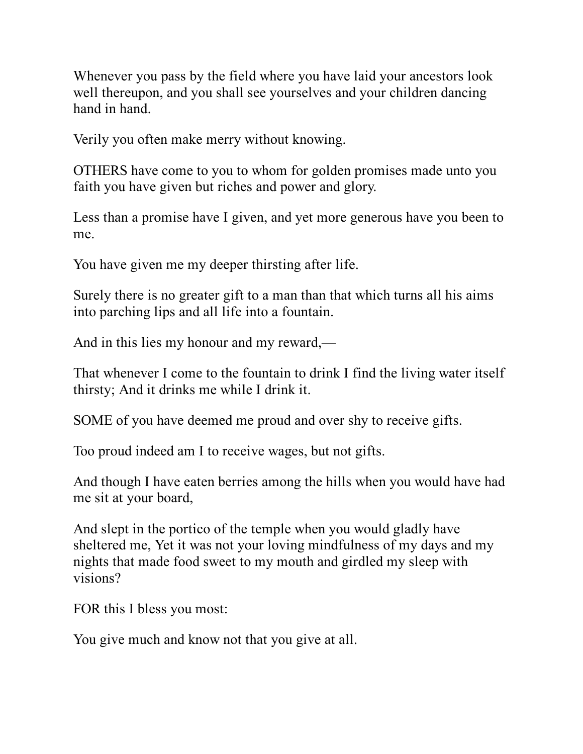Whenever you pass by the field where you have laid your ancestors look well thereupon, and you shall see yourselves and your children dancing hand in hand.

Verily you often make merry without knowing.

OTHERS have come to you to whom for golden promises made unto you faith you have given but riches and power and glory.

Less than a promise have I given, and yet more generous have you been to me.

You have given me my deeper thirsting after life.

Surely there is no greater gift to a man than that which turns all his aims into parching lips and all life into a fountain.

And in this lies my honour and my reward,—

That whenever I come to the fountain to drink I find the living water itself thirsty; And it drinks me while I drink it.

SOME of you have deemed me proud and over shy to receive gifts.

Too proud indeed am I to receive wages, but not gifts.

And though I have eaten berries among the hills when you would have had me sit at your board,

And slept in the portico of the temple when you would gladly have sheltered me, Yet it was not your loving mindfulness of my days and my nights that made food sweet to my mouth and girdled my sleep with visions?

FOR this I bless you most:

You give much and know not that you give at all.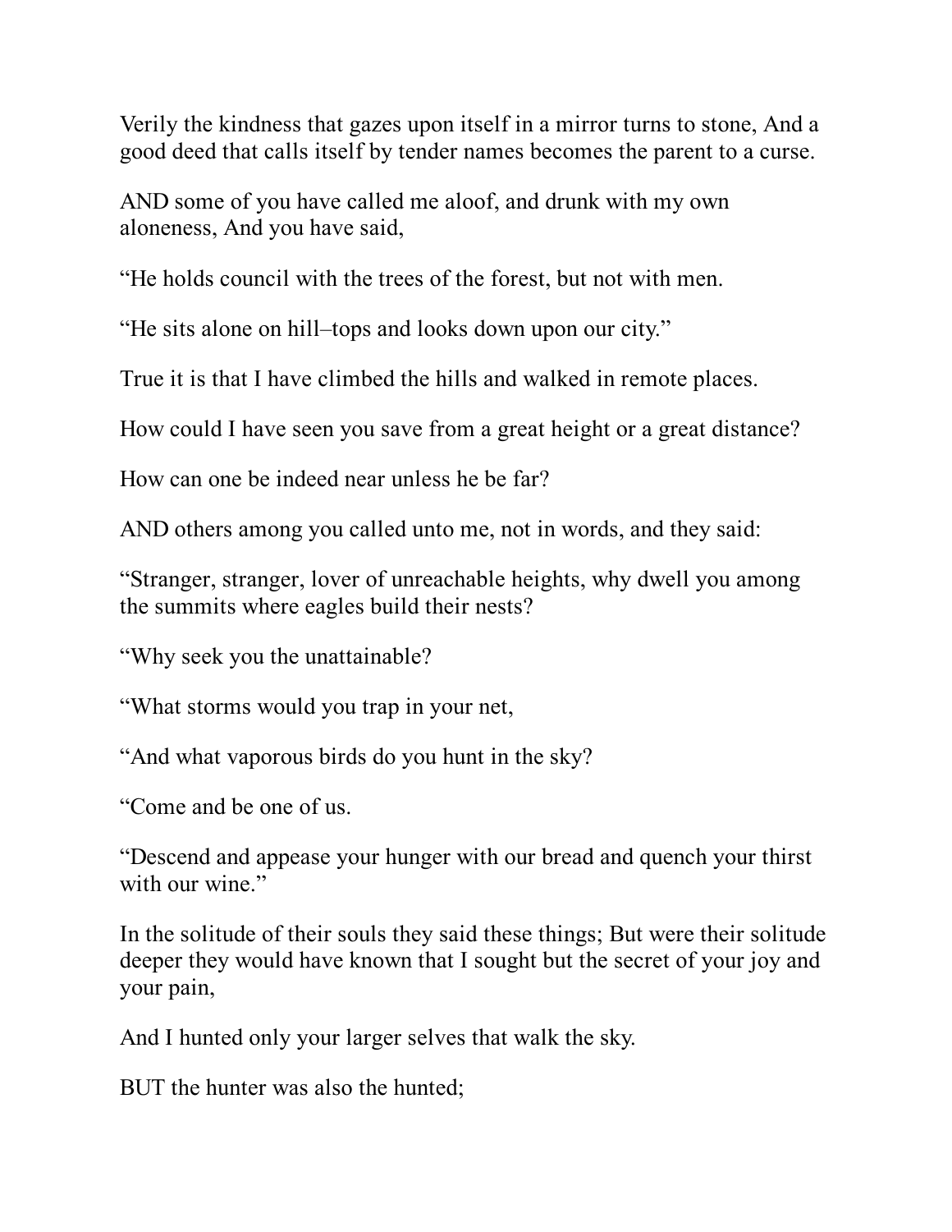Verily the kindness that gazes upon itself in a mirror turns to stone, And a good deed that calls itself by tender names becomes the parent to a curse.

AND some of you have called me aloof, and drunk with my own aloneness, And you have said,

“He holds council with the trees of the forest, but not with men.

“He sits alone on hill–tops and looks down upon our city.”

True it is that I have climbed the hills and walked in remote places.

How could I have seen you save from a great height or a great distance?

How can one be indeed near unless he be far?

AND others among you called unto me, not in words, and they said:

“Stranger, stranger, lover of unreachable heights, why dwell you among the summits where eagles build their nests?

“Why seek you the unattainable?

“What storms would you trap in your net,

“And what vaporous birds do you hunt in the sky?

“Come and be one of us.

“Descend and appease your hunger with our bread and quench your thirst with our wine.”

In the solitude of their souls they said these things; But were their solitude deeper they would have known that I sought but the secret of your joy and your pain,

And I hunted only your larger selves that walk the sky.

BUT the hunter was also the hunted;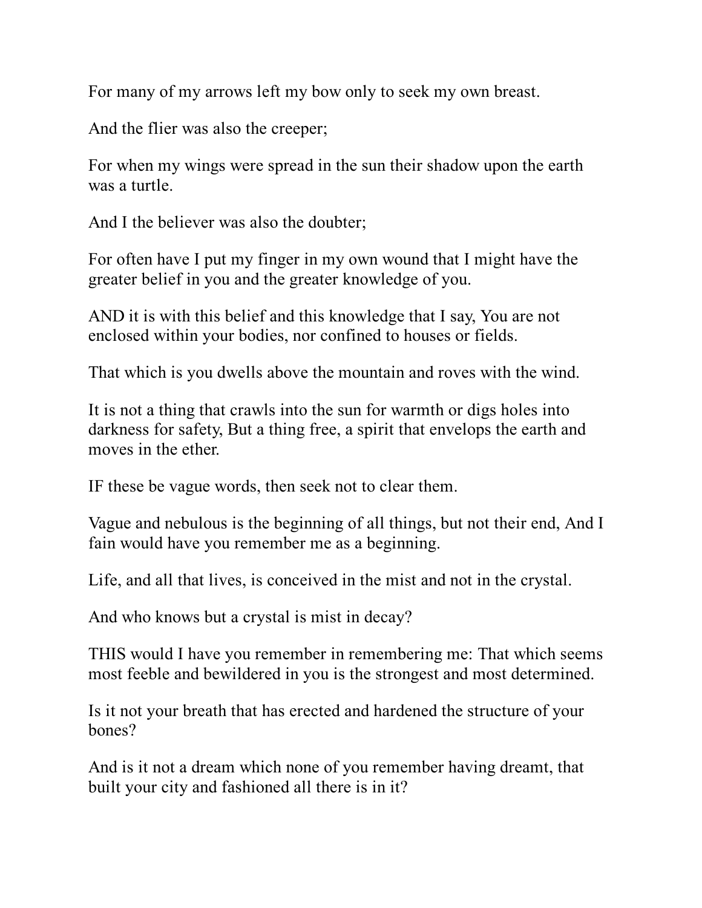For many of my arrows left my bow only to seek my own breast.

And the flier was also the creeper;

For when my wings were spread in the sun their shadow upon the earth was a turtle.

And I the believer was also the doubter;

For often have I put my finger in my own wound that I might have the greater belief in you and the greater knowledge of you.

AND it is with this belief and this knowledge that I say, You are not enclosed within your bodies, nor confined to houses or fields.

That which is you dwells above the mountain and roves with the wind.

It is not a thing that crawls into the sun for warmth or digs holes into darkness for safety, But a thing free, a spirit that envelops the earth and moves in the ether.

IF these be vague words, then seek not to clear them.

Vague and nebulous is the beginning of all things, but not their end, And I fain would have you remember me as a beginning.

Life, and all that lives, is conceived in the mist and not in the crystal.

And who knows but a crystal is mist in decay?

THIS would I have you remember in remembering me: That which seems most feeble and bewildered in you is the strongest and most determined.

Is it not your breath that has erected and hardened the structure of your bones?

And is it not a dream which none of you remember having dreamt, that built your city and fashioned all there is in it?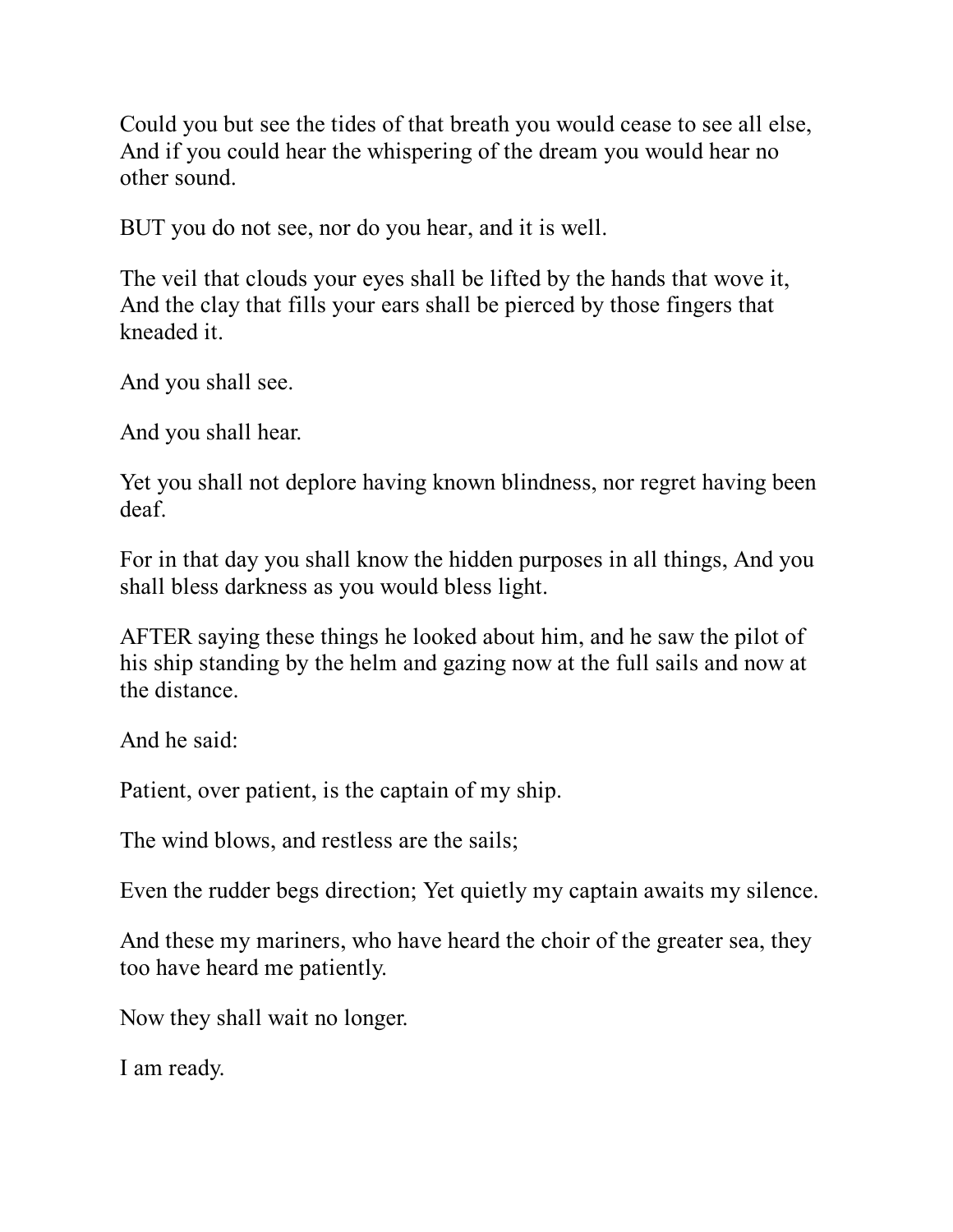Could you but see the tides of that breath you would cease to see all else, And if you could hear the whispering of the dream you would hear no other sound.

BUT you do not see, nor do you hear, and it is well.

The veil that clouds your eyes shall be lifted by the hands that wove it, And the clay that fills your ears shall be pierced by those fingers that kneaded it.

And you shall see.

And you shall hear.

Yet you shall not deplore having known blindness, nor regret having been deaf.

For in that day you shall know the hidden purposes in all things, And you shall bless darkness as you would bless light.

AFTER saying these things he looked about him, and he saw the pilot of his ship standing by the helm and gazing now at the full sails and now at the distance.

And he said:

Patient, over patient, is the captain of my ship.

The wind blows, and restless are the sails;

Even the rudder begs direction; Yet quietly my captain awaits my silence.

And these my mariners, who have heard the choir of the greater sea, they too have heard me patiently.

Now they shall wait no longer.

I am ready.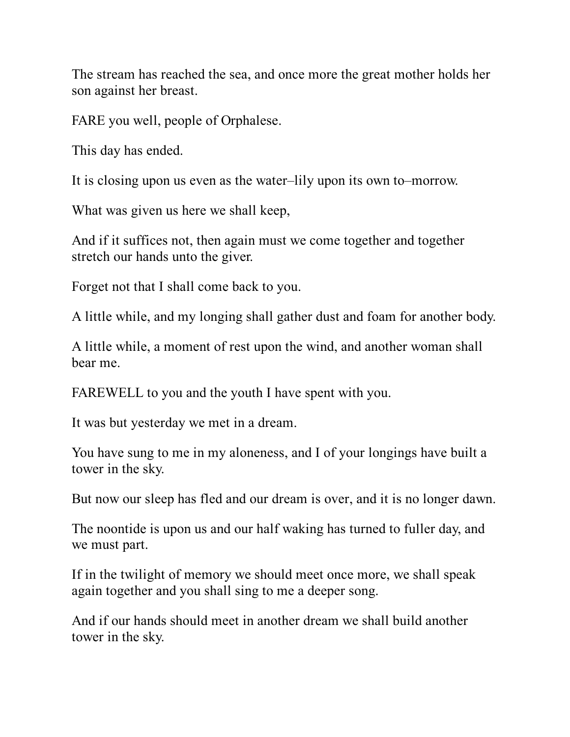The stream has reached the sea, and once more the great mother holds her son against her breast.

FARE you well, people of Orphalese.

This day has ended.

It is closing upon us even as the water–lily upon its own to–morrow.

What was given us here we shall keep,

And if it suffices not, then again must we come together and together stretch our hands unto the giver.

Forget not that I shall come back to you.

A little while, and my longing shall gather dust and foam for another body.

A little while, a moment of rest upon the wind, and another woman shall bear me.

FAREWELL to you and the youth I have spent with you.

It was but yesterday we met in a dream.

You have sung to me in my aloneness, and I of your longings have built a tower in the sky.

But now our sleep has fled and our dream is over, and it is no longer dawn.

The noontide is upon us and our half waking has turned to fuller day, and we must part.

If in the twilight of memory we should meet once more, we shall speak again together and you shall sing to me a deeper song.

And if our hands should meet in another dream we shall build another tower in the sky.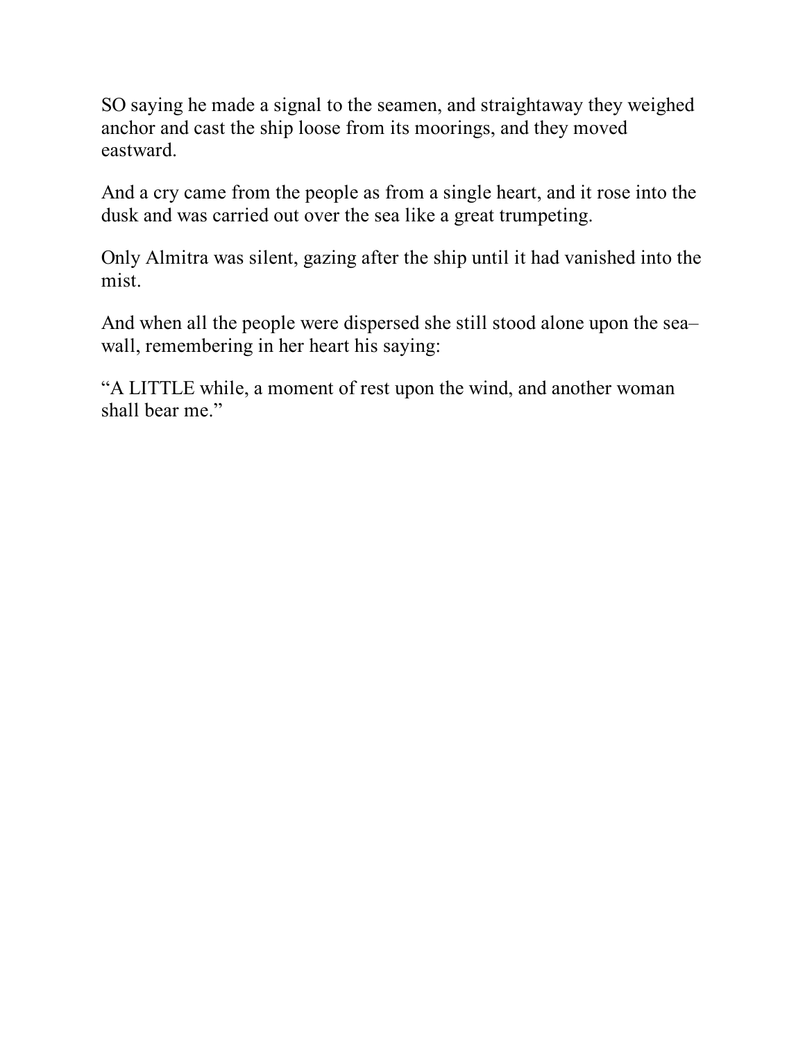SO saying he made a signal to the seamen, and straightaway they weighed anchor and cast the ship loose from its moorings, and they moved eastward.

And a cry came from the people as from a single heart, and it rose into the dusk and was carried out over the sea like a great trumpeting.

Only Almitra was silent, gazing after the ship until it had vanished into the mist.

And when all the people were dispersed she still stood alone upon the sea–wall, remembering in her heart his saying:

“A LITTLE while, a moment of rest upon the wind, and another woman shall bear me.”